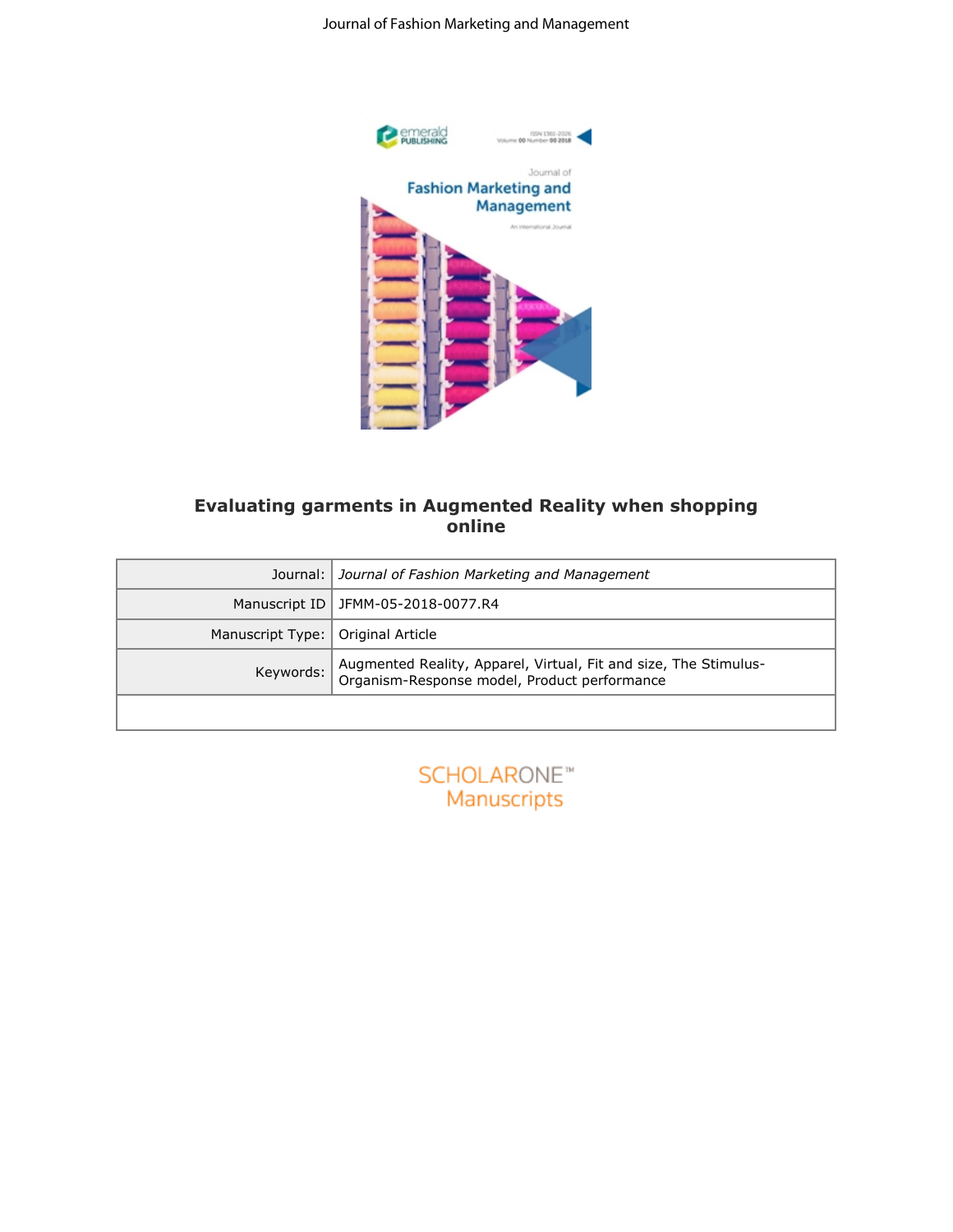# Evaluating garments in Augmented Reality when shopping online

| | |
|---|---|
| Journal: | *Journal of Fashion Marketing and Management* |
| Manuscript ID | JFMM-05-2018-0077.R4 |
| Manuscript Type: | Original Article |
| Keywords: | Augmented Reality, Apparel, Virtual, Fit and size, The Stimulus-Organism-Response model, Product performance |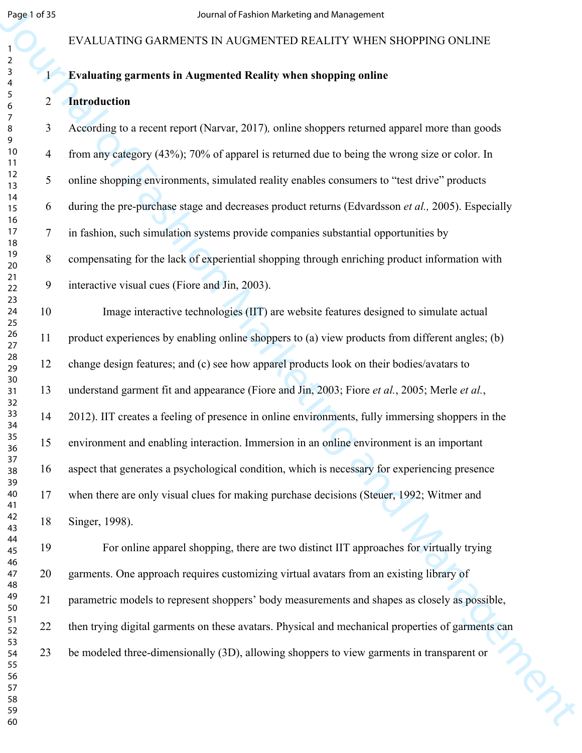EVALUATING GARMENTS IN AUGMENTED REALITY WHEN SHOPPING ONLINE

# Evaluating garments in Augmented Reality when shopping online

## Introduction

According to a recent report (Narvar, 2017), online shoppers returned apparel more than goods from any category (43%); 70% of apparel is returned due to being the wrong size or color. In online shopping environments, simulated reality enables consumers to "test drive" products during the pre-purchase stage and decreases product returns (Edvardsson *et al.,* 2005). Especially in fashion, such simulation systems provide companies substantial opportunities by compensating for the lack of experiential shopping through enriching product information with interactive visual cues (Fiore and Jin, 2003).

Image interactive technologies (IIT) are website features designed to simulate actual product experiences by enabling online shoppers to (a) view products from different angles; (b) change design features; and (c) see how apparel products look on their bodies/avatars to understand garment fit and appearance (Fiore and Jin, 2003; Fiore *et al.*, 2005; Merle *et al.*, 2012). IIT creates a feeling of presence in online environments, fully immersing shoppers in the environment and enabling interaction. Immersion in an online environment is an important aspect that generates a psychological condition, which is necessary for experiencing presence when there are only visual clues for making purchase decisions (Steuer, 1992; Witmer and Singer, 1998).

For online apparel shopping, there are two distinct IIT approaches for virtually trying garments. One approach requires customizing virtual avatars from an existing library of parametric models to represent shoppers' body measurements and shapes as closely as possible, then trying digital garments on these avatars. Physical and mechanical properties of garments can be modeled three-dimensionally (3D), allowing shoppers to view garments in transparent or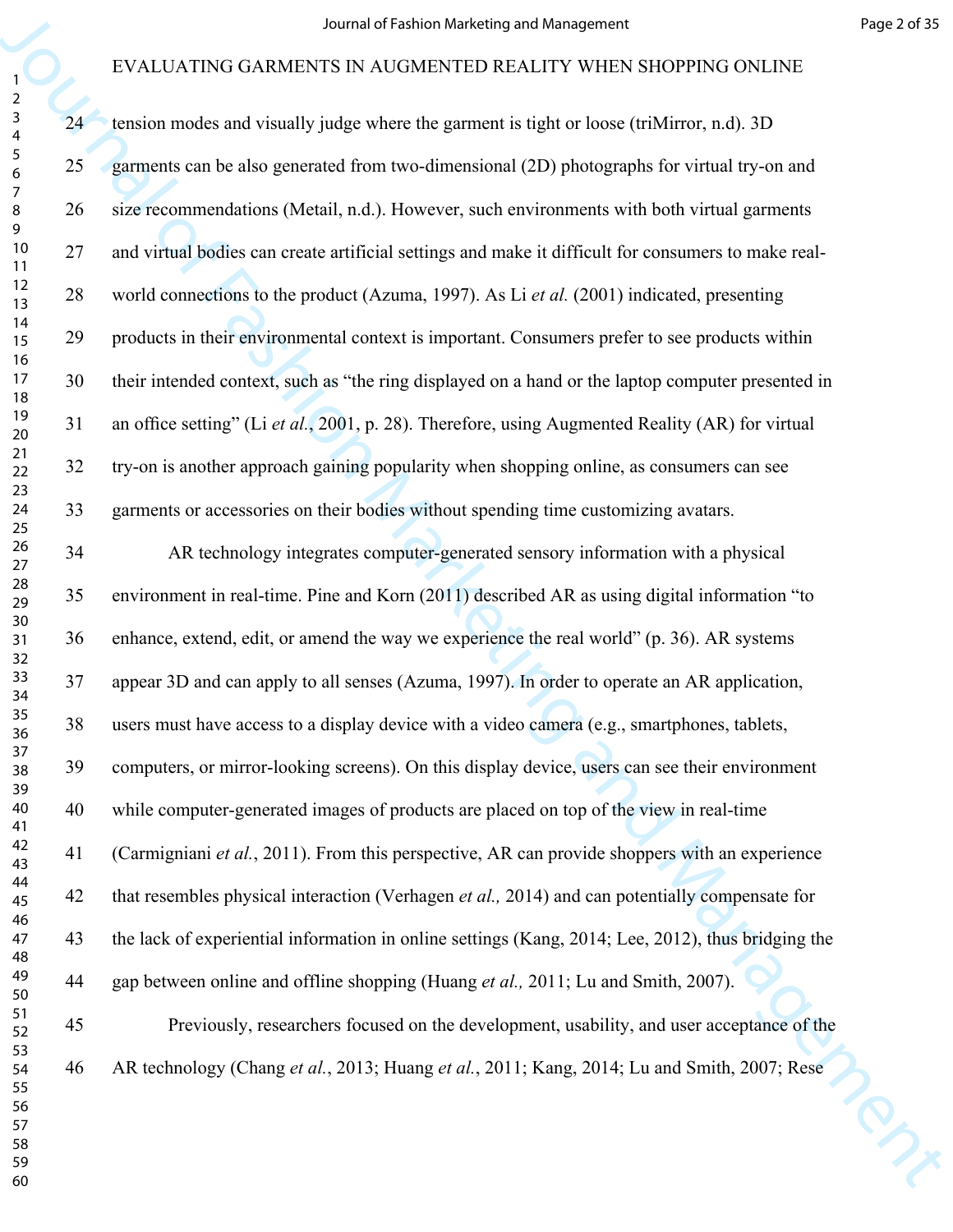tension modes and visually judge where the garment is tight or loose (triMirror, n.d). 3D garments can be also generated from two-dimensional (2D) photographs for virtual try-on and size recommendations (Metail, n.d.). However, such environments with both virtual garments and virtual bodies can create artificial settings and make it difficult for consumers to make real-world connections to the product (Azuma, 1997). As Li *et al.* (2001) indicated, presenting products in their environmental context is important. Consumers prefer to see products within their intended context, such as "the ring displayed on a hand or the laptop computer presented in an office setting" (Li *et al.*, 2001, p. 28). Therefore, using Augmented Reality (AR) for virtual try-on is another approach gaining popularity when shopping online, as consumers can see garments or accessories on their bodies without spending time customizing avatars.

AR technology integrates computer-generated sensory information with a physical environment in real-time. Pine and Korn (2011) described AR as using digital information "to enhance, extend, edit, or amend the way we experience the real world" (p. 36). AR systems appear 3D and can apply to all senses (Azuma, 1997). In order to operate an AR application, users must have access to a display device with a video camera (e.g., smartphones, tablets, computers, or mirror-looking screens). On this display device, users can see their environment while computer-generated images of products are placed on top of the view in real-time (Carmigniani *et al.*, 2011). From this perspective, AR can provide shoppers with an experience that resembles physical interaction (Verhagen *et al.,* 2014) and can potentially compensate for the lack of experiential information in online settings (Kang, 2014; Lee, 2012), thus bridging the gap between online and offline shopping (Huang *et al.,* 2011; Lu and Smith, 2007).

Previously, researchers focused on the development, usability, and user acceptance of the AR technology (Chang *et al.*, 2013; Huang *et al.*, 2011; Kang, 2014; Lu and Smith, 2007; Rese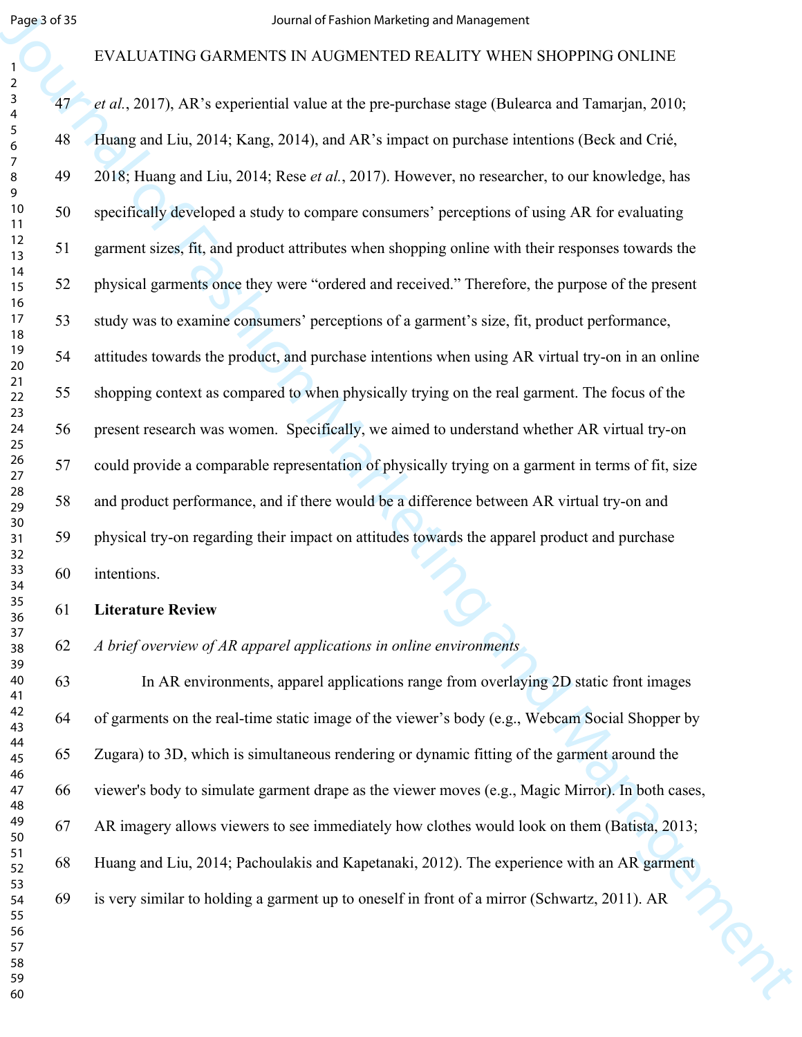*et al.*, 2017), AR's experiential value at the pre-purchase stage (Bulearca and Tamarjan, 2010; Huang and Liu, 2014; Kang, 2014), and AR's impact on purchase intentions (Beck and Crié, 2018; Huang and Liu, 2014; Rese *et al.*, 2017). However, no researcher, to our knowledge, has specifically developed a study to compare consumers' perceptions of using AR for evaluating garment sizes, fit, and product attributes when shopping online with their responses towards the physical garments once they were "ordered and received." Therefore, the purpose of the present study was to examine consumers' perceptions of a garment's size, fit, product performance, attitudes towards the product, and purchase intentions when using AR virtual try-on in an online shopping context as compared to when physically trying on the real garment. The focus of the present research was women. Specifically, we aimed to understand whether AR virtual try-on could provide a comparable representation of physically trying on a garment in terms of fit, size and product performance, and if there would be a difference between AR virtual try-on and physical try-on regarding their impact on attitudes towards the apparel product and purchase intentions.

## Literature Review

### *A brief overview of AR apparel applications in online environments*

In AR environments, apparel applications range from overlaying 2D static front images of garments on the real-time static image of the viewer's body (e.g., Webcam Social Shopper by Zugara) to 3D, which is simultaneous rendering or dynamic fitting of the garment around the viewer's body to simulate garment drape as the viewer moves (e.g., Magic Mirror). In both cases, AR imagery allows viewers to see immediately how clothes would look on them (Batista, 2013; Huang and Liu, 2014; Pachoulakis and Kapetanaki, 2012). The experience with an AR garment is very similar to holding a garment up to oneself in front of a mirror (Schwartz, 2011). AR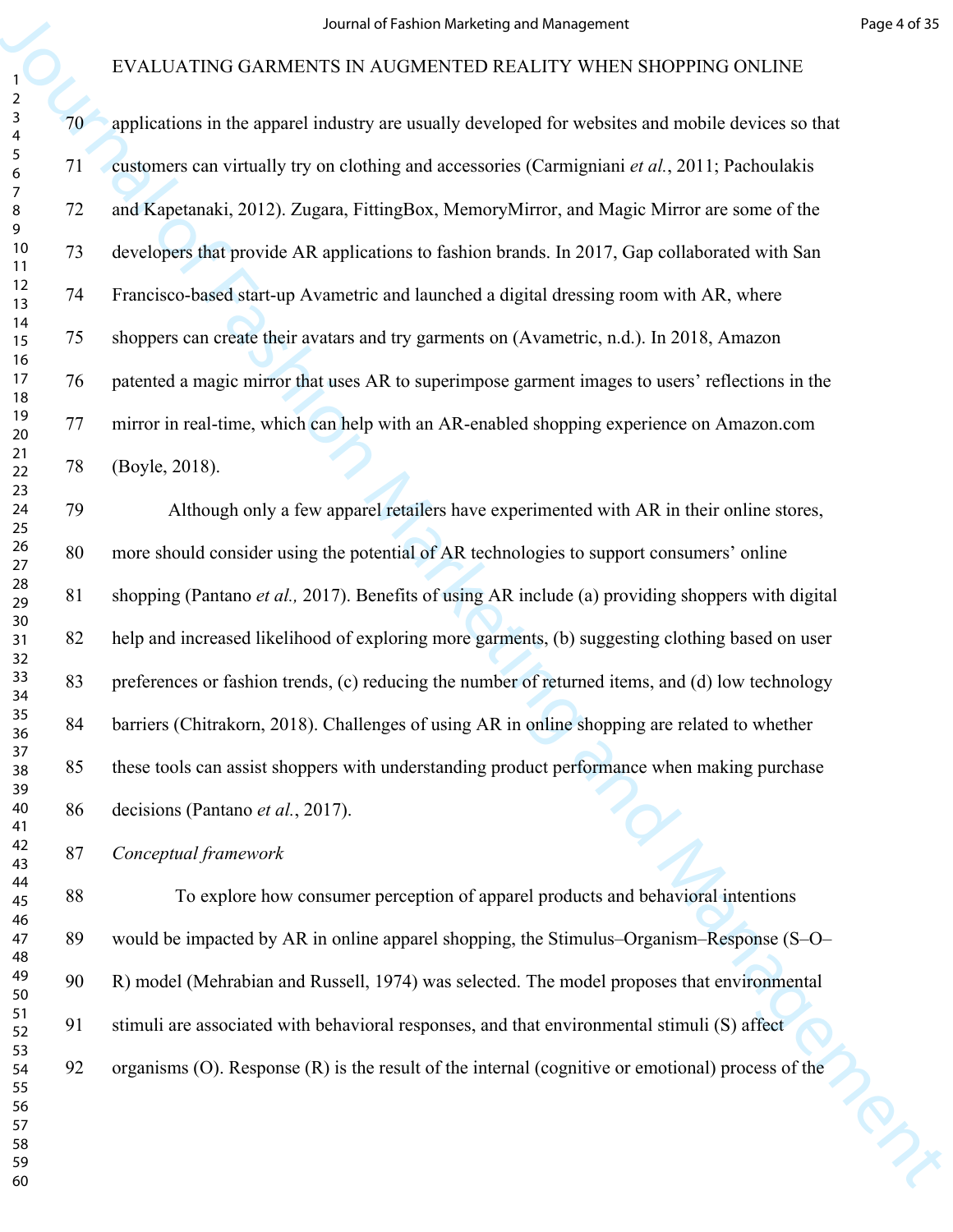applications in the apparel industry are usually developed for websites and mobile devices so that customers can virtually try on clothing and accessories (Carmigniani *et al.*, 2011; Pachoulakis and Kapetanaki, 2012). Zugara, FittingBox, MemoryMirror, and Magic Mirror are some of the developers that provide AR applications to fashion brands. In 2017, Gap collaborated with San Francisco-based start-up Avametric and launched a digital dressing room with AR, where shoppers can create their avatars and try garments on (Avametric, n.d.). In 2018, Amazon patented a magic mirror that uses AR to superimpose garment images to users' reflections in the mirror in real-time, which can help with an AR-enabled shopping experience on Amazon.com (Boyle, 2018).

Although only a few apparel retailers have experimented with AR in their online stores, more should consider using the potential of AR technologies to support consumers' online shopping (Pantano *et al.,* 2017). Benefits of using AR include (a) providing shoppers with digital help and increased likelihood of exploring more garments, (b) suggesting clothing based on user preferences or fashion trends, (c) reducing the number of returned items, and (d) low technology barriers (Chitrakorn, 2018). Challenges of using AR in online shopping are related to whether these tools can assist shoppers with understanding product performance when making purchase decisions (Pantano *et al.*, 2017).

*Conceptual framework*

To explore how consumer perception of apparel products and behavioral intentions would be impacted by AR in online apparel shopping, the Stimulus–Organism–Response (S–O–R) model (Mehrabian and Russell, 1974) was selected. The model proposes that environmental stimuli are associated with behavioral responses, and that environmental stimuli (S) affect organisms (O). Response (R) is the result of the internal (cognitive or emotional) process of the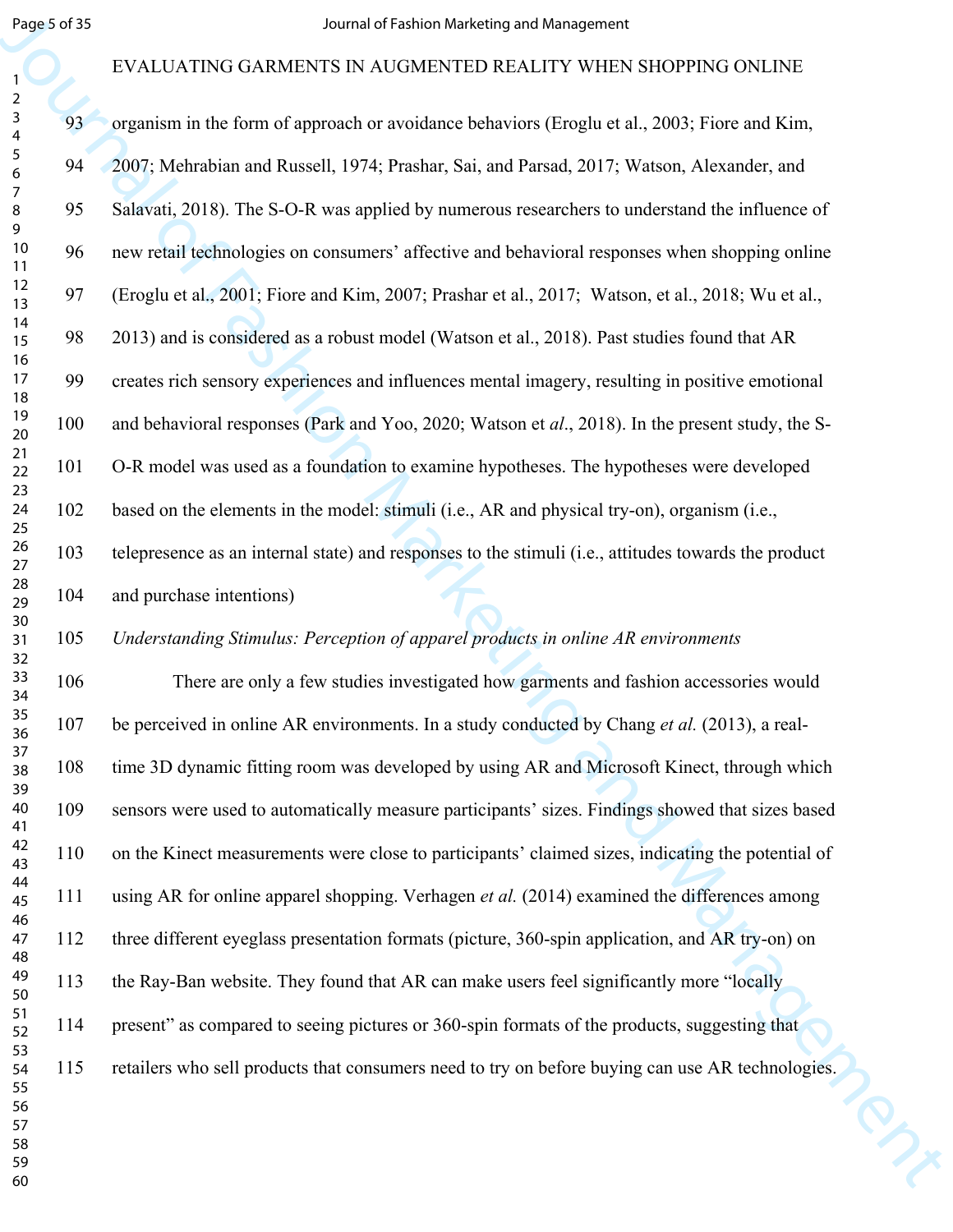organism in the form of approach or avoidance behaviors (Eroglu et al., 2003; Fiore and Kim, 2007; Mehrabian and Russell, 1974; Prashar, Sai, and Parsad, 2017; Watson, Alexander, and Salavati, 2018). The S-O-R was applied by numerous researchers to understand the influence of new retail technologies on consumers' affective and behavioral responses when shopping online (Eroglu et al., 2001; Fiore and Kim, 2007; Prashar et al., 2017;  Watson, et al., 2018; Wu et al., 2013) and is considered as a robust model (Watson et al., 2018). Past studies found that AR creates rich sensory experiences and influences mental imagery, resulting in positive emotional and behavioral responses (Park and Yoo, 2020; Watson et *al*., 2018). In the present study, the S-O-R model was used as a foundation to examine hypotheses. The hypotheses were developed based on the elements in the model: stimuli (i.e., AR and physical try-on), organism (i.e., telepresence as an internal state) and responses to the stimuli (i.e., attitudes towards the product and purchase intentions)

*Understanding Stimulus: Perception of apparel products in online AR environments*

There are only a few studies investigated how garments and fashion accessories would be perceived in online AR environments. In a study conducted by Chang *et al.* (2013), a real-time 3D dynamic fitting room was developed by using AR and Microsoft Kinect, through which sensors were used to automatically measure participants' sizes. Findings showed that sizes based on the Kinect measurements were close to participants' claimed sizes, indicating the potential of using AR for online apparel shopping. Verhagen *et al.* (2014) examined the differences among three different eyeglass presentation formats (picture, 360-spin application, and AR try-on) on the Ray-Ban website. They found that AR can make users feel significantly more "locally present" as compared to seeing pictures or 360-spin formats of the products, suggesting that retailers who sell products that consumers need to try on before buying can use AR technologies.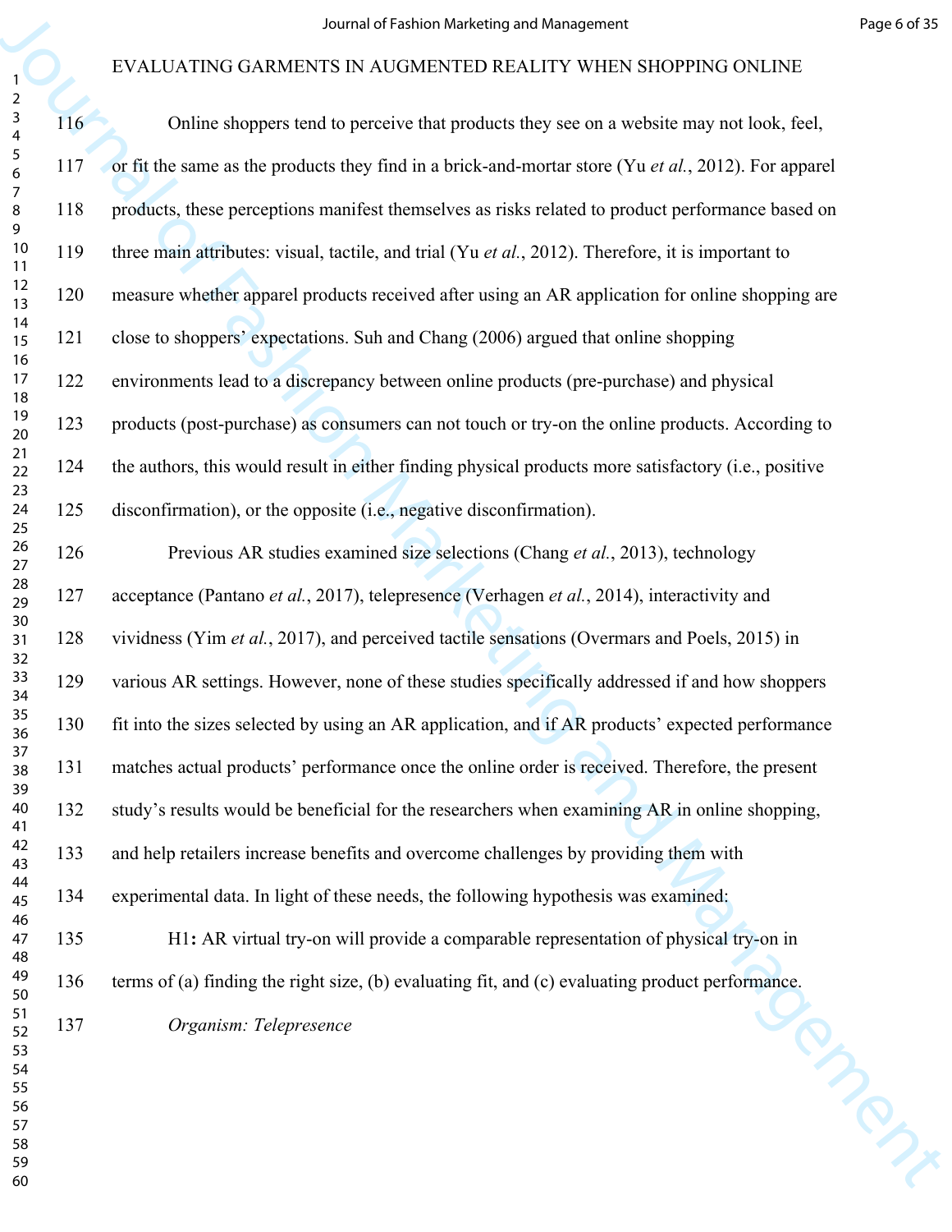Online shoppers tend to perceive that products they see on a website may not look, feel, or fit the same as the products they find in a brick-and-mortar store (Yu *et al.*, 2012). For apparel products, these perceptions manifest themselves as risks related to product performance based on three main attributes: visual, tactile, and trial (Yu *et al.*, 2012). Therefore, it is important to measure whether apparel products received after using an AR application for online shopping are close to shoppers' expectations. Suh and Chang (2006) argued that online shopping environments lead to a discrepancy between online products (pre-purchase) and physical products (post-purchase) as consumers can not touch or try-on the online products. According to the authors, this would result in either finding physical products more satisfactory (i.e., positive disconfirmation), or the opposite (i.e., negative disconfirmation).

Previous AR studies examined size selections (Chang *et al.*, 2013), technology acceptance (Pantano *et al.*, 2017), telepresence (Verhagen *et al.*, 2014), interactivity and vividness (Yim *et al.*, 2017), and perceived tactile sensations (Overmars and Poels, 2015) in various AR settings. However, none of these studies specifically addressed if and how shoppers fit into the sizes selected by using an AR application, and if AR products' expected performance matches actual products' performance once the online order is received. Therefore, the present study's results would be beneficial for the researchers when examining AR in online shopping, and help retailers increase benefits and overcome challenges by providing them with experimental data. In light of these needs, the following hypothesis was examined:

H1**:** AR virtual try-on will provide a comparable representation of physical try-on in terms of (a) finding the right size, (b) evaluating fit, and (c) evaluating product performance.

*Organism: Telepresence*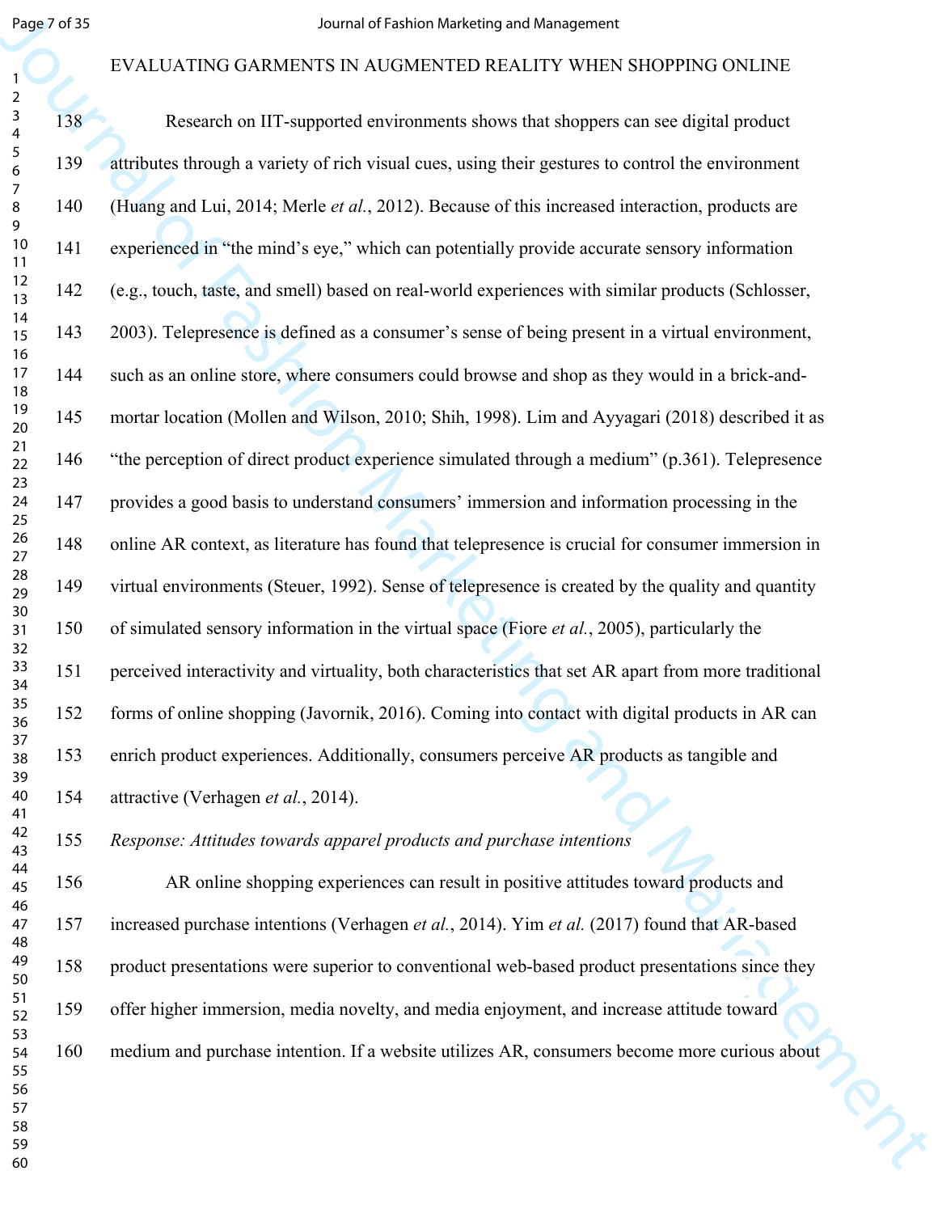Research on IIT-supported environments shows that shoppers can see digital product attributes through a variety of rich visual cues, using their gestures to control the environment (Huang and Lui, 2014; Merle *et al.*, 2012). Because of this increased interaction, products are experienced in "the mind's eye," which can potentially provide accurate sensory information (e.g., touch, taste, and smell) based on real-world experiences with similar products (Schlosser, 2003). Telepresence is defined as a consumer's sense of being present in a virtual environment, such as an online store, where consumers could browse and shop as they would in a brick-and-mortar location (Mollen and Wilson, 2010; Shih, 1998). Lim and Ayyagari (2018) described it as "the perception of direct product experience simulated through a medium" (p.361). Telepresence provides a good basis to understand consumers' immersion and information processing in the online AR context, as literature has found that telepresence is crucial for consumer immersion in virtual environments (Steuer, 1992). Sense of telepresence is created by the quality and quantity of simulated sensory information in the virtual space (Fiore *et al.*, 2005), particularly the perceived interactivity and virtuality, both characteristics that set AR apart from more traditional forms of online shopping (Javornik, 2016). Coming into contact with digital products in AR can enrich product experiences. Additionally, consumers perceive AR products as tangible and attractive (Verhagen *et al.*, 2014).

*Response: Attitudes towards apparel products and purchase intentions*

AR online shopping experiences can result in positive attitudes toward products and increased purchase intentions (Verhagen *et al.*, 2014). Yim *et al.* (2017) found that AR-based product presentations were superior to conventional web-based product presentations since they offer higher immersion, media novelty, and media enjoyment, and increase attitude toward medium and purchase intention. If a website utilizes AR, consumers become more curious about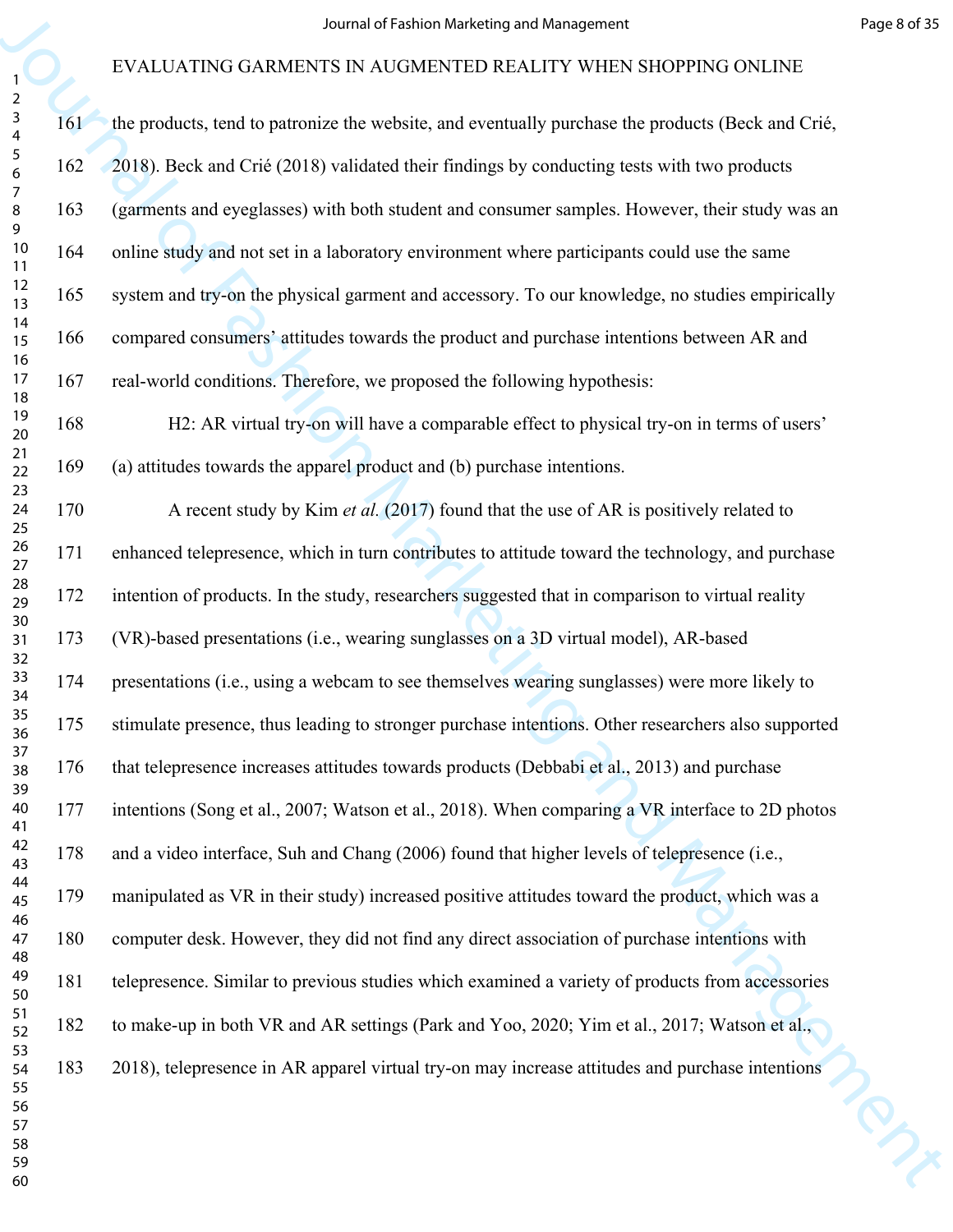the products, tend to patronize the website, and eventually purchase the products (Beck and Crié, 2018). Beck and Crié (2018) validated their findings by conducting tests with two products (garments and eyeglasses) with both student and consumer samples. However, their study was an online study and not set in a laboratory environment where participants could use the same system and try-on the physical garment and accessory. To our knowledge, no studies empirically compared consumers' attitudes towards the product and purchase intentions between AR and real-world conditions. Therefore, we proposed the following hypothesis:

H2: AR virtual try-on will have a comparable effect to physical try-on in terms of users' (a) attitudes towards the apparel product and (b) purchase intentions.

A recent study by Kim *et al.* (2017) found that the use of AR is positively related to enhanced telepresence, which in turn contributes to attitude toward the technology, and purchase intention of products. In the study, researchers suggested that in comparison to virtual reality (VR)-based presentations (i.e., wearing sunglasses on a 3D virtual model), AR-based presentations (i.e., using a webcam to see themselves wearing sunglasses) were more likely to stimulate presence, thus leading to stronger purchase intentions. Other researchers also supported that telepresence increases attitudes towards products (Debbabi et al., 2013) and purchase intentions (Song et al., 2007; Watson et al., 2018). When comparing a VR interface to 2D photos and a video interface, Suh and Chang (2006) found that higher levels of telepresence (i.e., manipulated as VR in their study) increased positive attitudes toward the product, which was a computer desk. However, they did not find any direct association of purchase intentions with telepresence. Similar to previous studies which examined a variety of products from accessories to make-up in both VR and AR settings (Park and Yoo, 2020; Yim et al., 2017; Watson et al., 2018), telepresence in AR apparel virtual try-on may increase attitudes and purchase intentions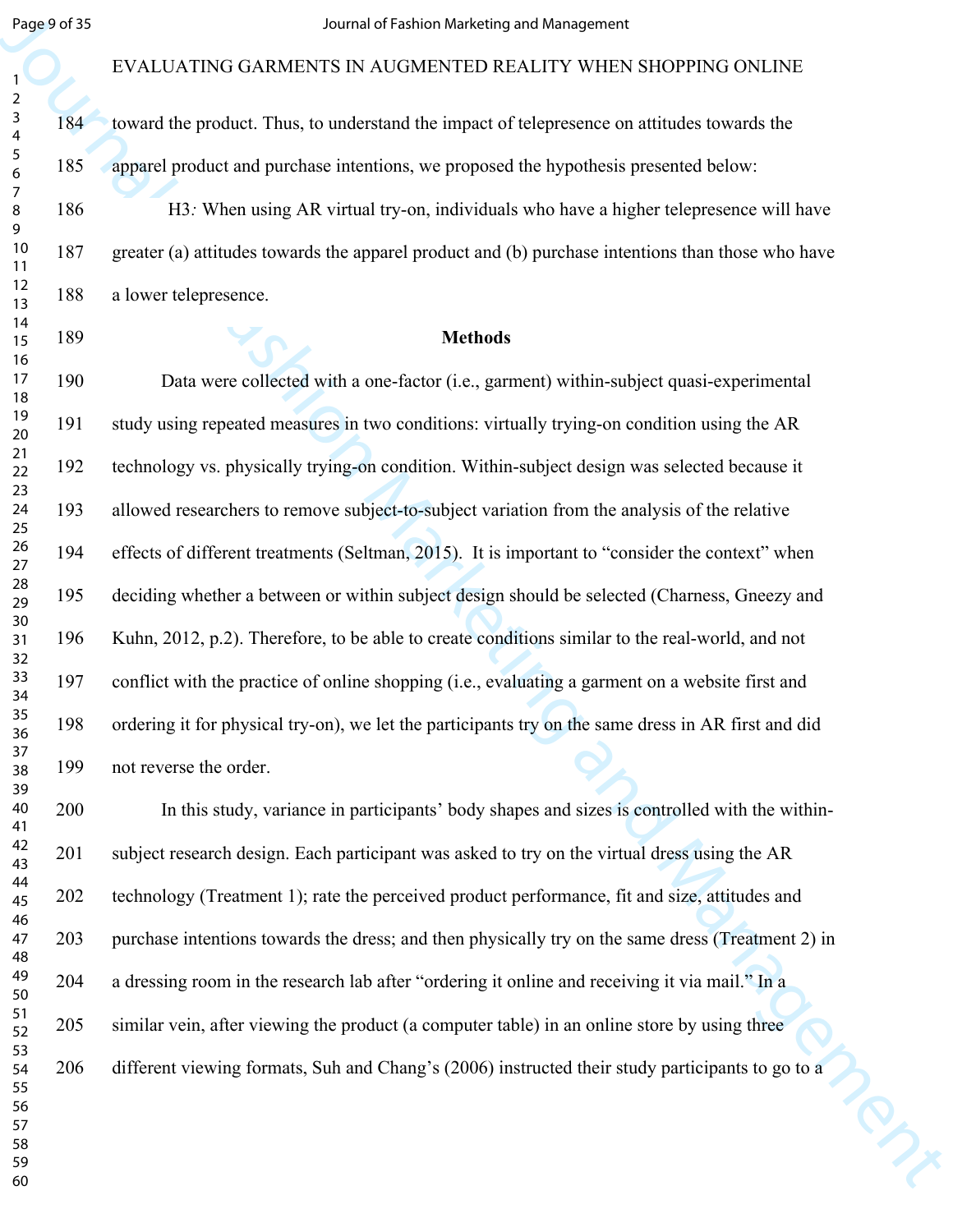toward the product. Thus, to understand the impact of telepresence on attitudes towards the apparel product and purchase intentions, we proposed the hypothesis presented below:

H3*:* When using AR virtual try-on, individuals who have a higher telepresence will have greater (a) attitudes towards the apparel product and (b) purchase intentions than those who have a lower telepresence.

## Methods

Data were collected with a one-factor (i.e., garment) within-subject quasi-experimental study using repeated measures in two conditions: virtually trying-on condition using the AR technology vs. physically trying-on condition. Within-subject design was selected because it allowed researchers to remove subject-to-subject variation from the analysis of the relative effects of different treatments (Seltman, 2015). It is important to "consider the context" when deciding whether a between or within subject design should be selected (Charness, Gneezy and Kuhn, 2012, p.2). Therefore, to be able to create conditions similar to the real-world, and not conflict with the practice of online shopping (i.e., evaluating a garment on a website first and ordering it for physical try-on), we let the participants try on the same dress in AR first and did not reverse the order.

In this study, variance in participants' body shapes and sizes is controlled with the within-subject research design. Each participant was asked to try on the virtual dress using the AR technology (Treatment 1); rate the perceived product performance, fit and size, attitudes and purchase intentions towards the dress; and then physically try on the same dress (Treatment 2) in a dressing room in the research lab after "ordering it online and receiving it via mail." In a similar vein, after viewing the product (a computer table) in an online store by using three different viewing formats, Suh and Chang's (2006) instructed their study participants to go to a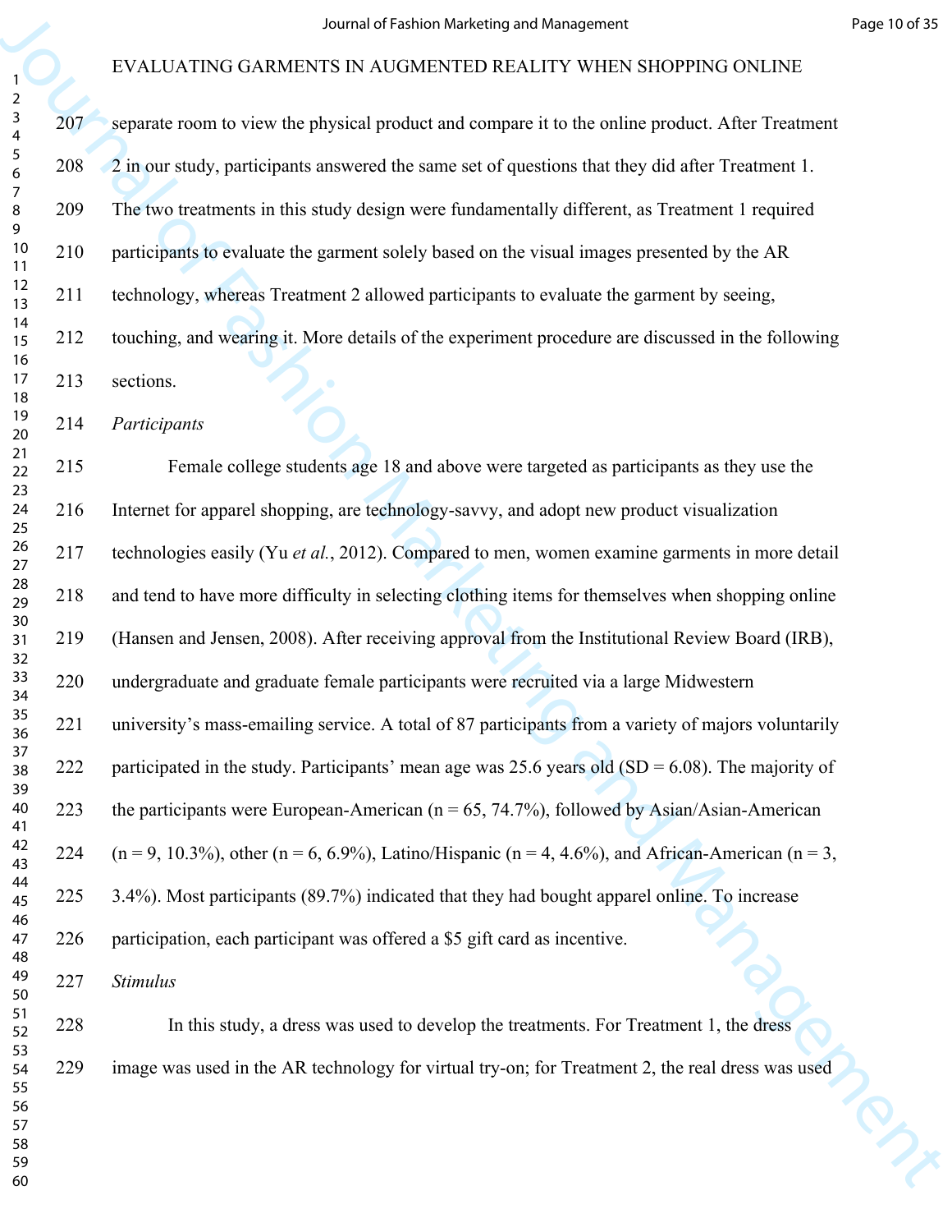separate room to view the physical product and compare it to the online product. After Treatment 2 in our study, participants answered the same set of questions that they did after Treatment 1. The two treatments in this study design were fundamentally different, as Treatment 1 required participants to evaluate the garment solely based on the visual images presented by the AR technology, whereas Treatment 2 allowed participants to evaluate the garment by seeing, touching, and wearing it. More details of the experiment procedure are discussed in the following sections.

*Participants*

Female college students age 18 and above were targeted as participants as they use the Internet for apparel shopping, are technology-savvy, and adopt new product visualization technologies easily (Yu *et al.*, 2012). Compared to men, women examine garments in more detail and tend to have more difficulty in selecting clothing items for themselves when shopping online (Hansen and Jensen, 2008). After receiving approval from the Institutional Review Board (IRB), undergraduate and graduate female participants were recruited via a large Midwestern university's mass-emailing service. A total of 87 participants from a variety of majors voluntarily participated in the study. Participants' mean age was 25.6 years old (SD = 6.08). The majority of the participants were European-American (n = 65, 74.7%), followed by Asian/Asian-American (n = 9, 10.3%), other (n = 6, 6.9%), Latino/Hispanic (n = 4, 4.6%), and African-American (n = 3, 3.4%). Most participants (89.7%) indicated that they had bought apparel online. To increase participation, each participant was offered a $5 gift card as incentive.

*Stimulus*

In this study, a dress was used to develop the treatments. For Treatment 1, the dress image was used in the AR technology for virtual try-on; for Treatment 2, the real dress was used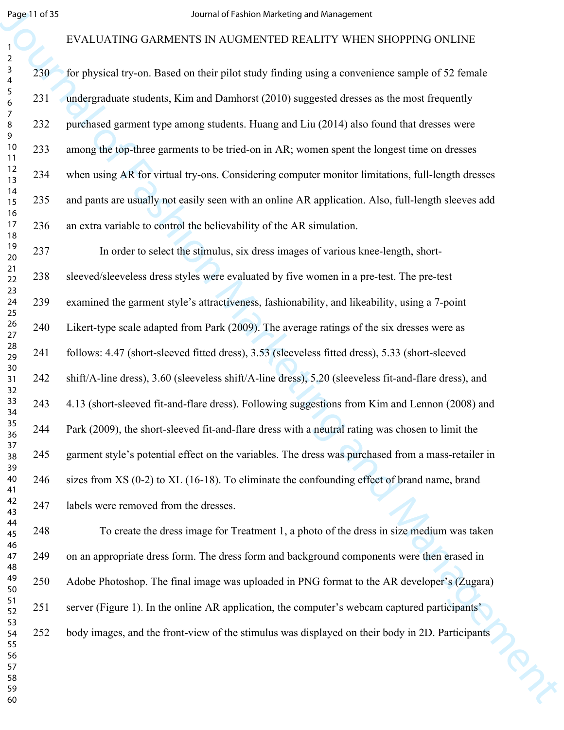for physical try-on. Based on their pilot study finding using a convenience sample of 52 female undergraduate students, Kim and Damhorst (2010) suggested dresses as the most frequently purchased garment type among students. Huang and Liu (2014) also found that dresses were among the top-three garments to be tried-on in AR; women spent the longest time on dresses when using AR for virtual try-ons. Considering computer monitor limitations, full-length dresses and pants are usually not easily seen with an online AR application. Also, full-length sleeves add an extra variable to control the believability of the AR simulation.

In order to select the stimulus, six dress images of various knee-length, short-sleeved/sleeveless dress styles were evaluated by five women in a pre-test. The pre-test examined the garment style's attractiveness, fashionability, and likeability, using a 7-point Likert-type scale adapted from Park (2009). The average ratings of the six dresses were as follows: 4.47 (short-sleeved fitted dress), 3.53 (sleeveless fitted dress), 5.33 (short-sleeved shift/A-line dress), 3.60 (sleeveless shift/A-line dress), 5.20 (sleeveless fit-and-flare dress), and 4.13 (short-sleeved fit-and-flare dress). Following suggestions from Kim and Lennon (2008) and Park (2009), the short-sleeved fit-and-flare dress with a neutral rating was chosen to limit the garment style's potential effect on the variables. The dress was purchased from a mass-retailer in sizes from XS (0-2) to XL (16-18). To eliminate the confounding effect of brand name, brand labels were removed from the dresses.

To create the dress image for Treatment 1, a photo of the dress in size medium was taken on an appropriate dress form. The dress form and background components were then erased in Adobe Photoshop. The final image was uploaded in PNG format to the AR developer's (Zugara) server (Figure 1). In the online AR application, the computer's webcam captured participants' body images, and the front-view of the stimulus was displayed on their body in 2D. Participants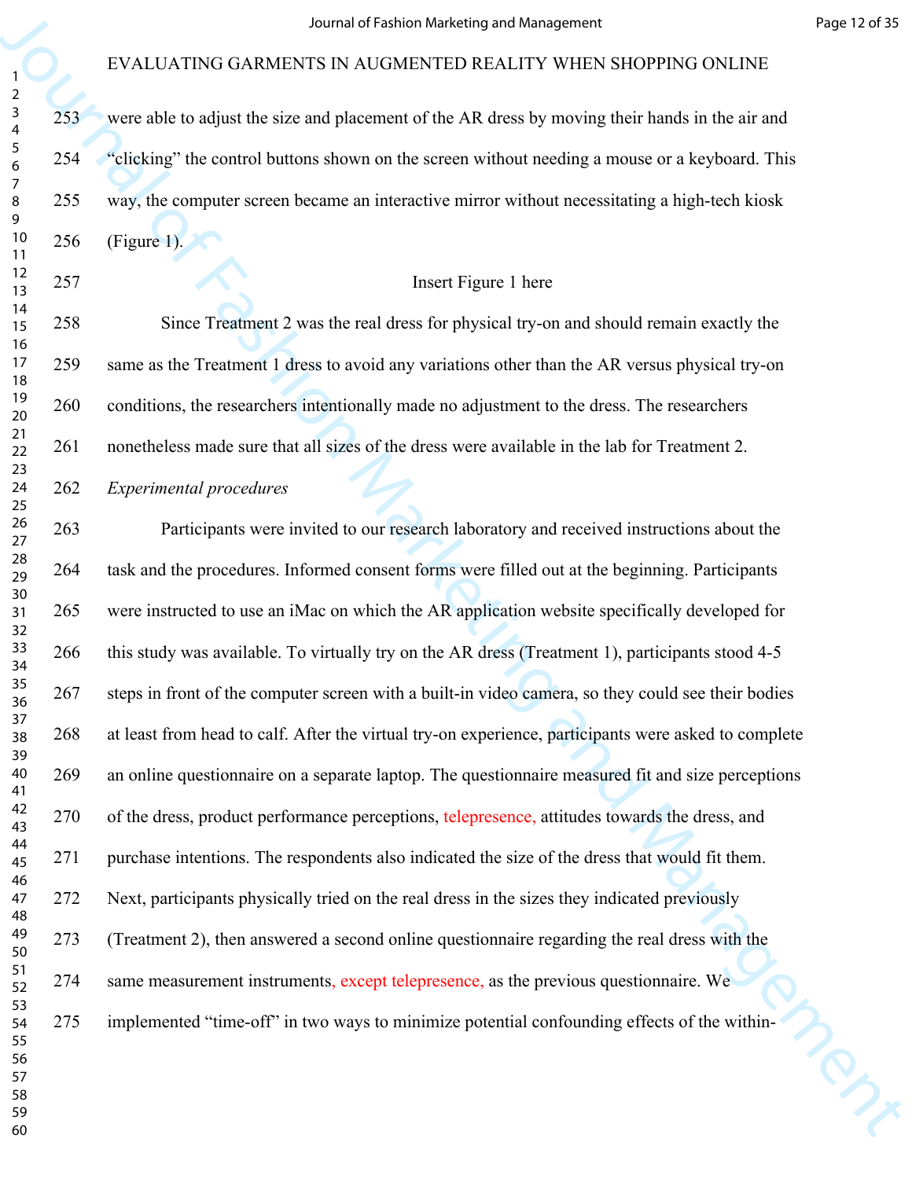were able to adjust the size and placement of the AR dress by moving their hands in the air and "clicking" the control buttons shown on the screen without needing a mouse or a keyboard. This way, the computer screen became an interactive mirror without necessitating a high-tech kiosk (Figure 1).

Insert Figure 1 here

Since Treatment 2 was the real dress for physical try-on and should remain exactly the same as the Treatment 1 dress to avoid any variations other than the AR versus physical try-on conditions, the researchers intentionally made no adjustment to the dress. The researchers nonetheless made sure that all sizes of the dress were available in the lab for Treatment 2.

*Experimental procedures*

Participants were invited to our research laboratory and received instructions about the task and the procedures. Informed consent forms were filled out at the beginning. Participants were instructed to use an iMac on which the AR application website specifically developed for this study was available. To virtually try on the AR dress (Treatment 1), participants stood 4-5 steps in front of the computer screen with a built-in video camera, so they could see their bodies at least from head to calf. After the virtual try-on experience, participants were asked to complete an online questionnaire on a separate laptop. The questionnaire measured fit and size perceptions of the dress, product performance perceptions, telepresence, attitudes towards the dress, and purchase intentions. The respondents also indicated the size of the dress that would fit them. Next, participants physically tried on the real dress in the sizes they indicated previously (Treatment 2), then answered a second online questionnaire regarding the real dress with the same measurement instruments, except telepresence, as the previous questionnaire. We implemented "time-off" in two ways to minimize potential confounding effects of the within-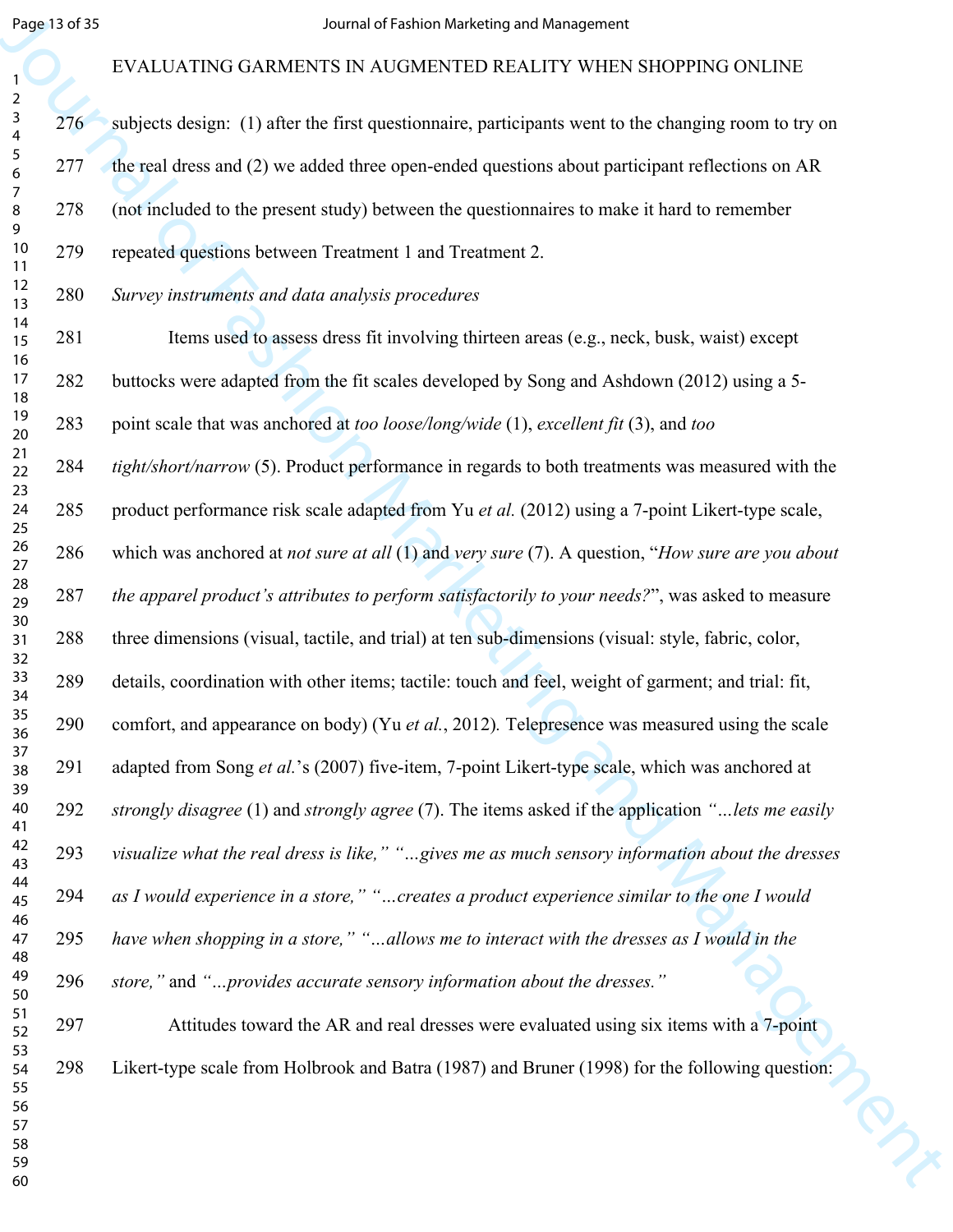subjects design: (1) after the first questionnaire, participants went to the changing room to try on the real dress and (2) we added three open-ended questions about participant reflections on AR (not included to the present study) between the questionnaires to make it hard to remember repeated questions between Treatment 1 and Treatment 2.

*Survey instruments and data analysis procedures*

Items used to assess dress fit involving thirteen areas (e.g., neck, busk, waist) except buttocks were adapted from the fit scales developed by Song and Ashdown (2012) using a 5-point scale that was anchored at *too loose/long/wide* (1), *excellent fit* (3), and *too tight/short/narrow* (5). Product performance in regards to both treatments was measured with the product performance risk scale adapted from Yu *et al.* (2012) using a 7-point Likert-type scale, which was anchored at *not sure at all* (1) and *very sure* (7). A question, "*How sure are you about the apparel product's attributes to perform satisfactorily to your needs?*", was asked to measure three dimensions (visual, tactile, and trial) at ten sub-dimensions (visual: style, fabric, color, details, coordination with other items; tactile: touch and feel, weight of garment; and trial: fit, comfort, and appearance on body) (Yu *et al.*, 2012). Telepresence was measured using the scale adapted from Song *et al.*'s (2007) five-item, 7-point Likert-type scale, which was anchored at *strongly disagree* (1) and *strongly agree* (7). The items asked if the application *"…lets me easily visualize what the real dress is like," "…gives me as much sensory information about the dresses as I would experience in a store," "…creates a product experience similar to the one I would have when shopping in a store," "…allows me to interact with the dresses as I would in the store,"* and *"…provides accurate sensory information about the dresses."*

Attitudes toward the AR and real dresses were evaluated using six items with a 7-point Likert-type scale from Holbrook and Batra (1987) and Bruner (1998) for the following question: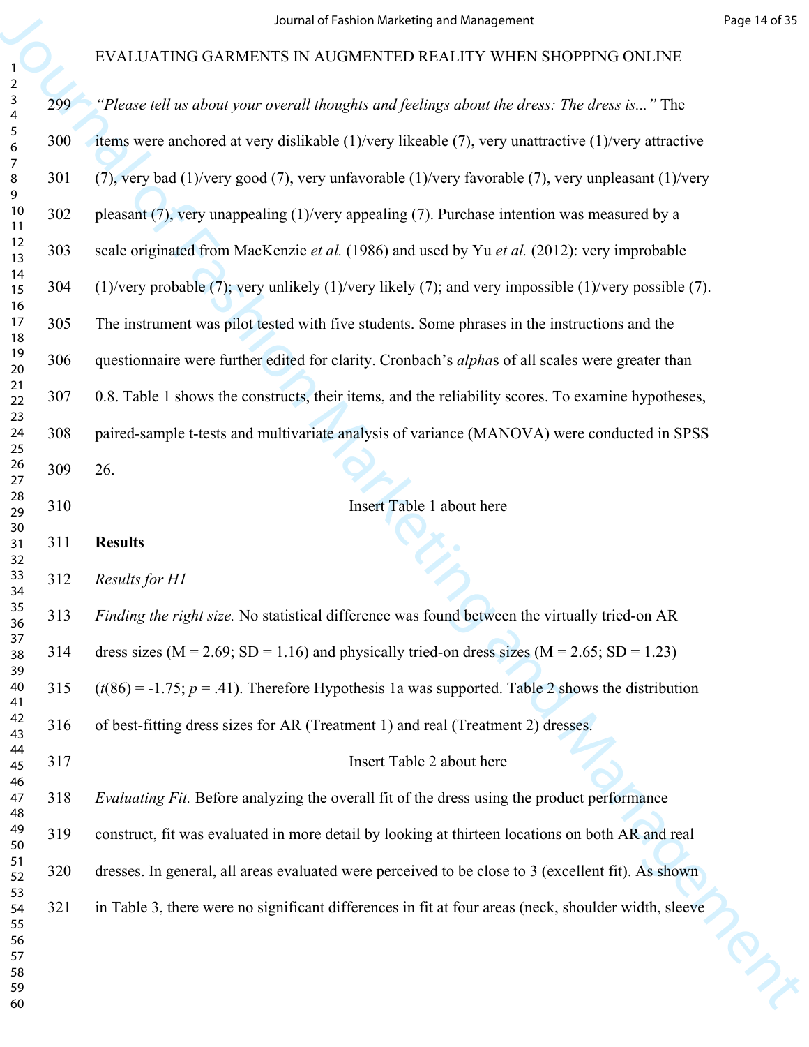*"Please tell us about your overall thoughts and feelings about the dress: The dress is..."* The items were anchored at very dislikable (1)/very likeable (7), very unattractive (1)/very attractive (7), very bad (1)/very good (7), very unfavorable (1)/very favorable (7), very unpleasant (1)/very pleasant (7), very unappealing (1)/very appealing (7). Purchase intention was measured by a scale originated from MacKenzie *et al.* (1986) and used by Yu *et al.* (2012): very improbable (1)/very probable (7); very unlikely (1)/very likely (7); and very impossible (1)/very possible (7). The instrument was pilot tested with five students. Some phrases in the instructions and the questionnaire were further edited for clarity. Cronbach's *alpha*s of all scales were greater than 0.8. Table 1 shows the constructs, their items, and the reliability scores. To examine hypotheses, paired-sample t-tests and multivariate analysis of variance (MANOVA) were conducted in SPSS 26.

Insert Table 1 about here

**Results**

*Results for H1*

*Finding the right size.* No statistical difference was found between the virtually tried-on AR dress sizes (M = 2.69; SD = 1.16) and physically tried-on dress sizes (M = 2.65; SD = 1.23) ($t(86) = -1.75$; $p = .41$). Therefore Hypothesis 1a was supported. Table 2 shows the distribution of best-fitting dress sizes for AR (Treatment 1) and real (Treatment 2) dresses.

Insert Table 2 about here

*Evaluating Fit.* Before analyzing the overall fit of the dress using the product performance construct, fit was evaluated in more detail by looking at thirteen locations on both AR and real dresses. In general, all areas evaluated were perceived to be close to 3 (excellent fit). As shown in Table 3, there were no significant differences in fit at four areas (neck, shoulder width, sleeve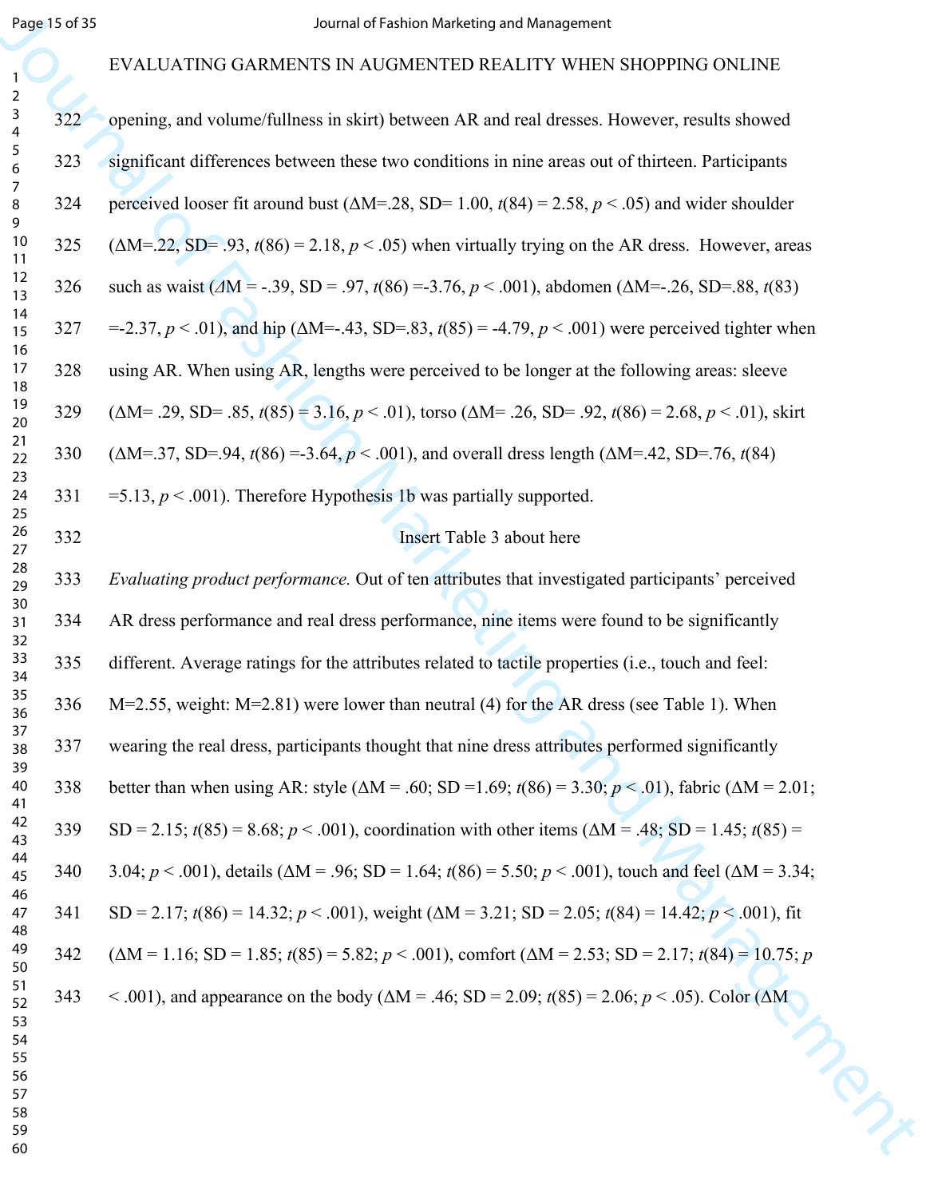opening, and volume/fullness in skirt) between AR and real dresses. However, results showed significant differences between these two conditions in nine areas out of thirteen. Participants perceived looser fit around bust ($\Delta$M=.28, SD= 1.00, $t(84) = 2.58$, $p < .05$) and wider shoulder ($\Delta$M=.22, SD= .93, $t(86) = 2.18$, $p < .05$) when virtually trying on the AR dress. However, areas such as waist ($\Delta$M = -.39, SD = .97, $t(86) =-3.76$, $p < .001$), abdomen ($\Delta$M=-.26, SD=.88, $t(83) =-2.37$, $p < .01$), and hip ($\Delta$M=-.43, SD=.83, $t(85) = -4.79$, $p < .001$) were perceived tighter when using AR. When using AR, lengths were perceived to be longer at the following areas: sleeve ($\Delta$M= .29, SD= .85, $t(85) = 3.16$, $p < .01$), torso ($\Delta$M= .26, SD= .92, $t(86) = 2.68$, $p < .01$), skirt ($\Delta$M=.37, SD=.94, $t(86) =-3.64$, $p < .001$), and overall dress length ($\Delta$M=.42, SD=.76, $t(84) =5.13$, $p < .001$). Therefore Hypothesis 1b was partially supported.

Insert Table 3 about here

*Evaluating product performance.* Out of ten attributes that investigated participants' perceived AR dress performance and real dress performance, nine items were found to be significantly different. Average ratings for the attributes related to tactile properties (i.e., touch and feel: M=2.55, weight: M=2.81) were lower than neutral (4) for the AR dress (see Table 1). When wearing the real dress, participants thought that nine dress attributes performed significantly better than when using AR: style ($\Delta$M = .60; SD =1.69; $t(86) = 3.30$; $p < .01$), fabric ($\Delta$M = 2.01; SD = 2.15; $t(85) = 8.68$; $p < .001$), coordination with other items ($\Delta$M = .48; SD = 1.45; $t(85) = 3.04$; $p < .001$), details ($\Delta$M = .96; SD = 1.64; $t(86) = 5.50$; $p < .001$), touch and feel ($\Delta$M = 3.34; SD = 2.17; $t(86) = 14.32$; $p < .001$), weight ($\Delta$M = 3.21; SD = 2.05; $t(84) = 14.42$; $p < .001$), fit ($\Delta$M = 1.16; SD = 1.85; $t(85) = 5.82$; $p < .001$), comfort ($\Delta$M = 2.53; SD = 2.17; $t(84) = 10.75$; $p < .001$), and appearance on the body ($\Delta$M = .46; SD = 2.09; $t(85) = 2.06$; $p < .05$). Color ($\Delta$M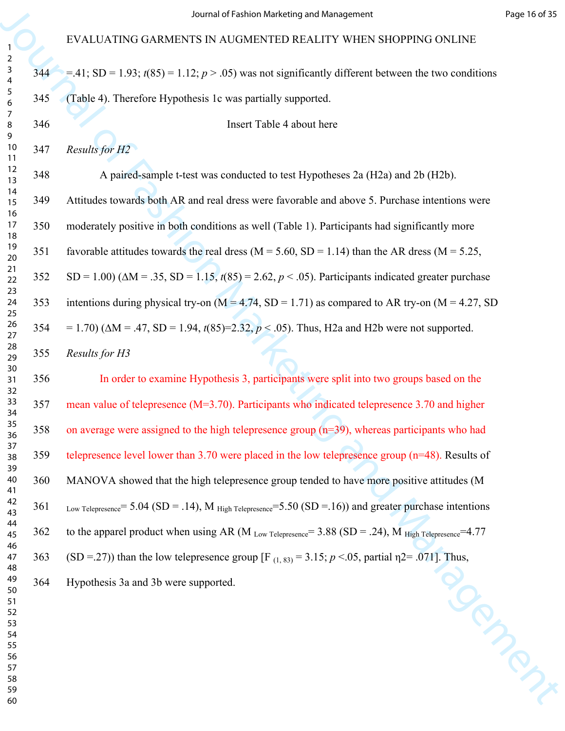=.41; SD = 1.93; $t(85) = 1.12$; $p > .05$) was not significantly different between the two conditions (Table 4). Therefore Hypothesis 1c was partially supported.

Insert Table 4 about here

*Results for H2*

A paired-sample t-test was conducted to test Hypotheses 2a (H2a) and 2b (H2b). Attitudes towards both AR and real dress were favorable and above 5. Purchase intentions were moderately positive in both conditions as well (Table 1). Participants had significantly more favorable attitudes towards the real dress (M = 5.60, SD = 1.14) than the AR dress (M = 5.25, SD = 1.00) ($\Delta$M = .35, SD = 1.15, $t(85) = 2.62$, $p < .05$). Participants indicated greater purchase intentions during physical try-on (M = 4.74, SD = 1.71) as compared to AR try-on (M = 4.27, SD = 1.70) ($\Delta$M = .47, SD = 1.94, $t(85)=2.32$, $p < .05$). Thus, H2a and H2b were not supported.

*Results for H3*

In order to examine Hypothesis 3, participants were split into two groups based on the mean value of telepresence (M=3.70). Participants who indicated telepresence 3.70 and higher on average were assigned to the high telepresence group (n=39), whereas participants who had telepresence level lower than 3.70 were placed in the low telepresence group (n=48). Results of MANOVA showed that the high telepresence group tended to have more positive attitudes ($M_{Low\ Telepresence}$= 5.04 (SD = .14), $M_{High\ Telepresence}$=5.50 (SD =.16)) and greater purchase intentions to the apparel product when using AR ($M_{Low\ Telepresence}$= 3.88 (SD = .24), $M_{High\ Telepresence}$=4.77 (SD =.27)) than the low telepresence group [$F_{(1, 83)} = 3.15$; $p <.05$, partial $\eta 2$= .071]. Thus, Hypothesis 3a and 3b were supported.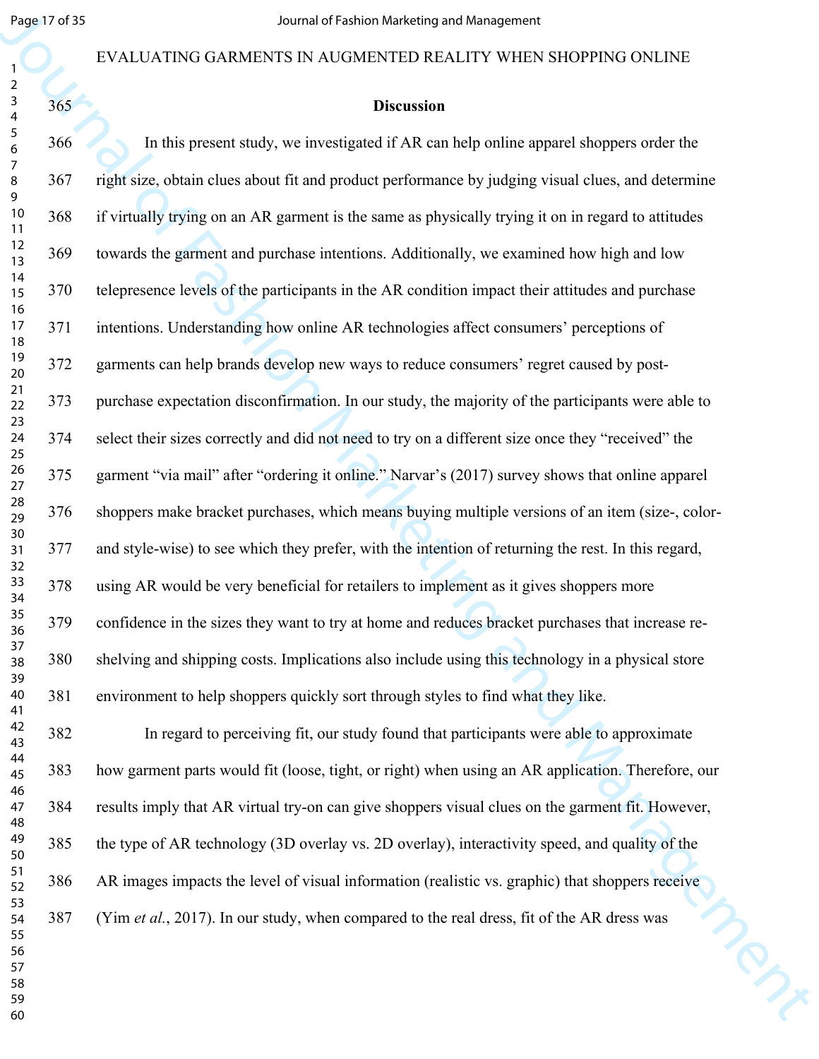## Discussion

In this present study, we investigated if AR can help online apparel shoppers order the right size, obtain clues about fit and product performance by judging visual clues, and determine if virtually trying on an AR garment is the same as physically trying it on in regard to attitudes towards the garment and purchase intentions. Additionally, we examined how high and low telepresence levels of the participants in the AR condition impact their attitudes and purchase intentions. Understanding how online AR technologies affect consumers' perceptions of garments can help brands develop new ways to reduce consumers' regret caused by post-purchase expectation disconfirmation. In our study, the majority of the participants were able to select their sizes correctly and did not need to try on a different size once they "received" the garment "via mail" after "ordering it online." Narvar's (2017) survey shows that online apparel shoppers make bracket purchases, which means buying multiple versions of an item (size-, color- and style-wise) to see which they prefer, with the intention of returning the rest. In this regard, using AR would be very beneficial for retailers to implement as it gives shoppers more confidence in the sizes they want to try at home and reduces bracket purchases that increase re-shelving and shipping costs. Implications also include using this technology in a physical store environment to help shoppers quickly sort through styles to find what they like.

In regard to perceiving fit, our study found that participants were able to approximate how garment parts would fit (loose, tight, or right) when using an AR application. Therefore, our results imply that AR virtual try-on can give shoppers visual clues on the garment fit. However, the type of AR technology (3D overlay vs. 2D overlay), interactivity speed, and quality of the AR images impacts the level of visual information (realistic vs. graphic) that shoppers receive (Yim *et al.*, 2017). In our study, when compared to the real dress, fit of the AR dress was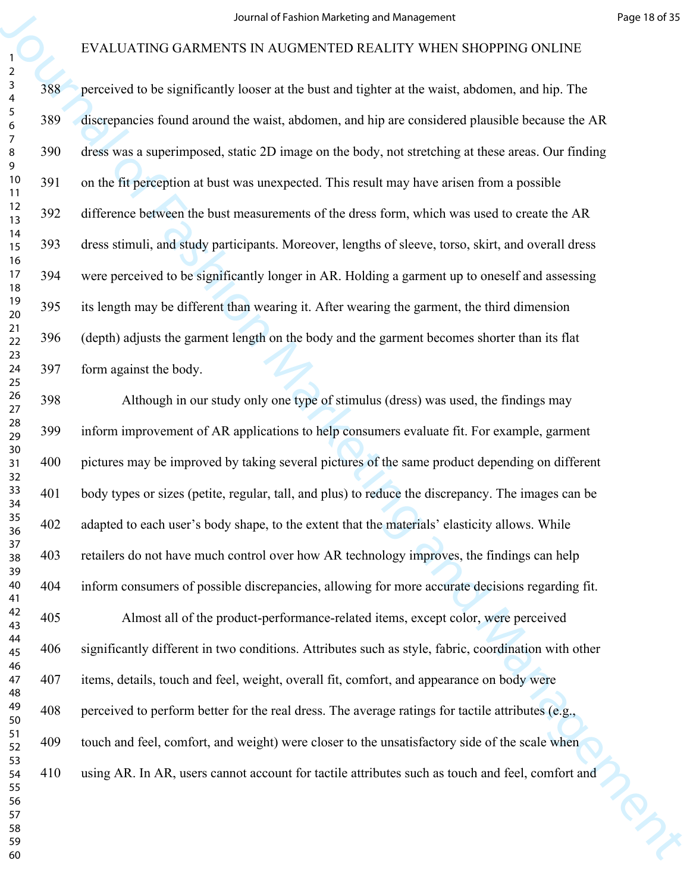perceived to be significantly looser at the bust and tighter at the waist, abdomen, and hip. The discrepancies found around the waist, abdomen, and hip are considered plausible because the AR dress was a superimposed, static 2D image on the body, not stretching at these areas. Our finding on the fit perception at bust was unexpected. This result may have arisen from a possible difference between the bust measurements of the dress form, which was used to create the AR dress stimuli, and study participants. Moreover, lengths of sleeve, torso, skirt, and overall dress were perceived to be significantly longer in AR. Holding a garment up to oneself and assessing its length may be different than wearing it. After wearing the garment, the third dimension (depth) adjusts the garment length on the body and the garment becomes shorter than its flat form against the body.

Although in our study only one type of stimulus (dress) was used, the findings may inform improvement of AR applications to help consumers evaluate fit. For example, garment pictures may be improved by taking several pictures of the same product depending on different body types or sizes (petite, regular, tall, and plus) to reduce the discrepancy. The images can be adapted to each user's body shape, to the extent that the materials' elasticity allows. While retailers do not have much control over how AR technology improves, the findings can help inform consumers of possible discrepancies, allowing for more accurate decisions regarding fit.

Almost all of the product-performance-related items, except color, were perceived significantly different in two conditions. Attributes such as style, fabric, coordination with other items, details, touch and feel, weight, overall fit, comfort, and appearance on body were perceived to perform better for the real dress. The average ratings for tactile attributes (e.g., touch and feel, comfort, and weight) were closer to the unsatisfactory side of the scale when using AR. In AR, users cannot account for tactile attributes such as touch and feel, comfort and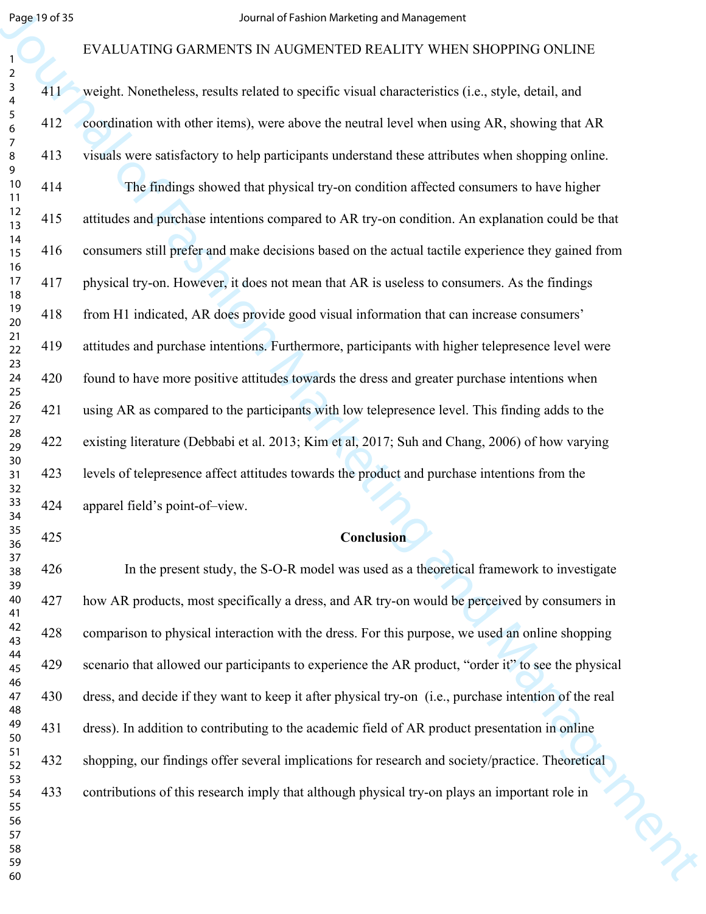weight. Nonetheless, results related to specific visual characteristics (i.e., style, detail, and coordination with other items), were above the neutral level when using AR, showing that AR visuals were satisfactory to help participants understand these attributes when shopping online.

The findings showed that physical try-on condition affected consumers to have higher attitudes and purchase intentions compared to AR try-on condition. An explanation could be that consumers still prefer and make decisions based on the actual tactile experience they gained from physical try-on. However, it does not mean that AR is useless to consumers. As the findings from H1 indicated, AR does provide good visual information that can increase consumers' attitudes and purchase intentions. Furthermore, participants with higher telepresence level were found to have more positive attitudes towards the dress and greater purchase intentions when using AR as compared to the participants with low telepresence level. This finding adds to the existing literature (Debbabi et al. 2013; Kim et al, 2017; Suh and Chang, 2006) of how varying levels of telepresence affect attitudes towards the product and purchase intentions from the apparel field's point-of–view.

## Conclusion

In the present study, the S-O-R model was used as a theoretical framework to investigate how AR products, most specifically a dress, and AR try-on would be perceived by consumers in comparison to physical interaction with the dress. For this purpose, we used an online shopping scenario that allowed our participants to experience the AR product, "order it" to see the physical dress, and decide if they want to keep it after physical try-on (i.e., purchase intention of the real dress). In addition to contributing to the academic field of AR product presentation in online shopping, our findings offer several implications for research and society/practice. Theoretical contributions of this research imply that although physical try-on plays an important role in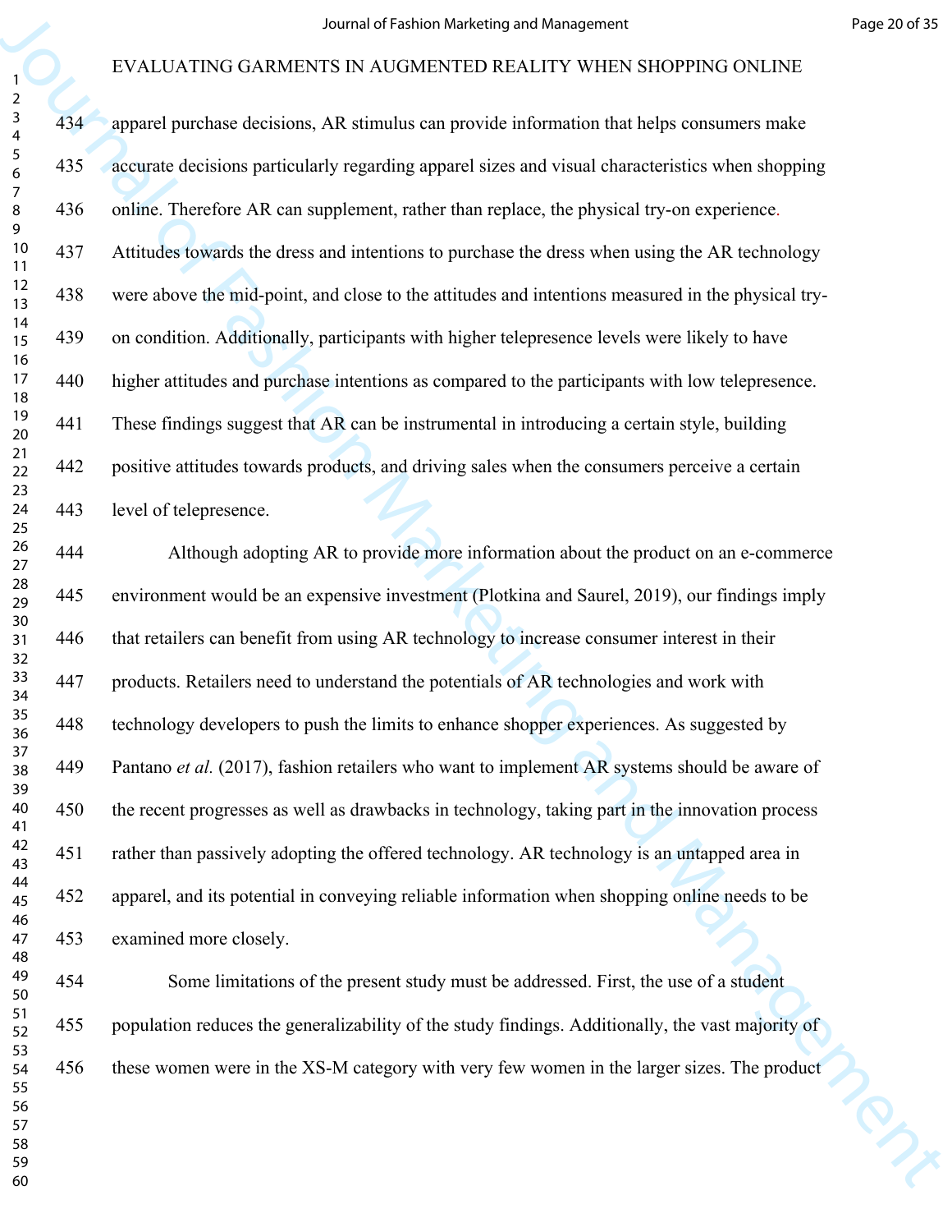apparel purchase decisions, AR stimulus can provide information that helps consumers make accurate decisions particularly regarding apparel sizes and visual characteristics when shopping online. Therefore AR can supplement, rather than replace, the physical try-on experience. Attitudes towards the dress and intentions to purchase the dress when using the AR technology were above the mid-point, and close to the attitudes and intentions measured in the physical try-on condition. Additionally, participants with higher telepresence levels were likely to have higher attitudes and purchase intentions as compared to the participants with low telepresence. These findings suggest that AR can be instrumental in introducing a certain style, building positive attitudes towards products, and driving sales when the consumers perceive a certain level of telepresence.

Although adopting AR to provide more information about the product on an e-commerce environment would be an expensive investment (Plotkina and Saurel, 2019), our findings imply that retailers can benefit from using AR technology to increase consumer interest in their products. Retailers need to understand the potentials of AR technologies and work with technology developers to push the limits to enhance shopper experiences. As suggested by Pantano *et al.* (2017), fashion retailers who want to implement AR systems should be aware of the recent progresses as well as drawbacks in technology, taking part in the innovation process rather than passively adopting the offered technology. AR technology is an untapped area in apparel, and its potential in conveying reliable information when shopping online needs to be examined more closely.

Some limitations of the present study must be addressed. First, the use of a student population reduces the generalizability of the study findings. Additionally, the vast majority of these women were in the XS-M category with very few women in the larger sizes. The product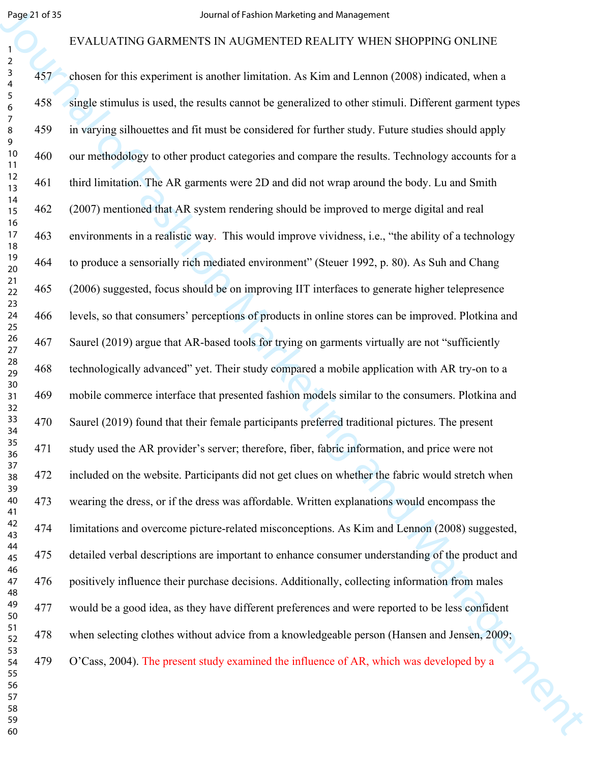chosen for this experiment is another limitation. As Kim and Lennon (2008) indicated, when a single stimulus is used, the results cannot be generalized to other stimuli. Different garment types in varying silhouettes and fit must be considered for further study. Future studies should apply our methodology to other product categories and compare the results. Technology accounts for a third limitation. The AR garments were 2D and did not wrap around the body. Lu and Smith (2007) mentioned that AR system rendering should be improved to merge digital and real environments in a realistic way. This would improve vividness, i.e., "the ability of a technology to produce a sensorially rich mediated environment" (Steuer 1992, p. 80). As Suh and Chang (2006) suggested, focus should be on improving IIT interfaces to generate higher telepresence levels, so that consumers' perceptions of products in online stores can be improved. Plotkina and Saurel (2019) argue that AR-based tools for trying on garments virtually are not "sufficiently technologically advanced" yet. Their study compared a mobile application with AR try-on to a mobile commerce interface that presented fashion models similar to the consumers. Plotkina and Saurel (2019) found that their female participants preferred traditional pictures. The present study used the AR provider's server; therefore, fiber, fabric information, and price were not included on the website. Participants did not get clues on whether the fabric would stretch when wearing the dress, or if the dress was affordable. Written explanations would encompass the limitations and overcome picture-related misconceptions. As Kim and Lennon (2008) suggested, detailed verbal descriptions are important to enhance consumer understanding of the product and positively influence their purchase decisions. Additionally, collecting information from males would be a good idea, as they have different preferences and were reported to be less confident when selecting clothes without advice from a knowledgeable person (Hansen and Jensen, 2009; O'Cass, 2004). The present study examined the influence of AR, which was developed by a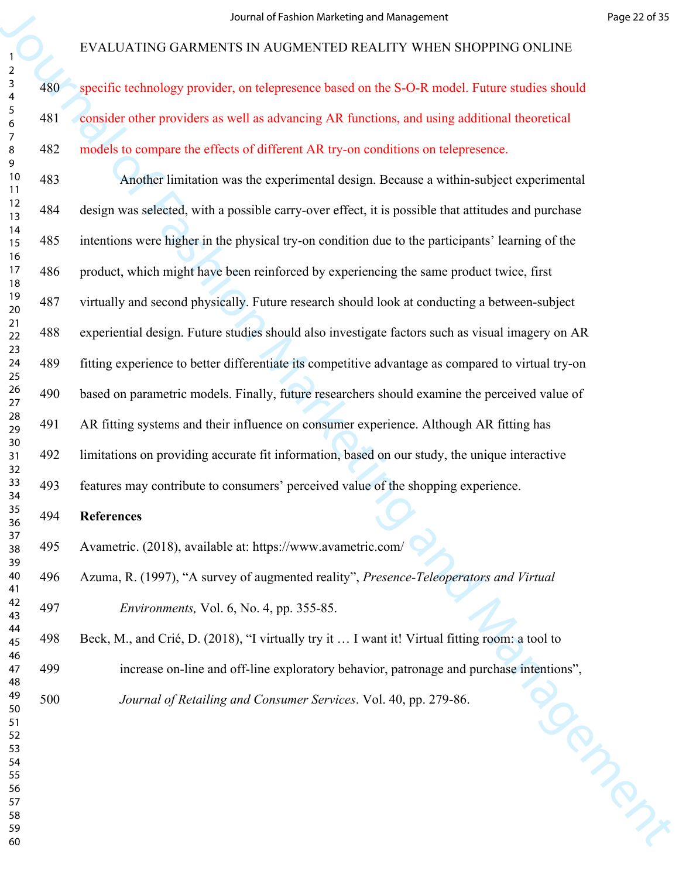specific technology provider, on telepresence based on the S-O-R model. Future studies should consider other providers as well as advancing AR functions, and using additional theoretical models to compare the effects of different AR try-on conditions on telepresence.

Another limitation was the experimental design. Because a within-subject experimental design was selected, with a possible carry-over effect, it is possible that attitudes and purchase intentions were higher in the physical try-on condition due to the participants' learning of the product, which might have been reinforced by experiencing the same product twice, first virtually and second physically. Future research should look at conducting a between-subject experiential design. Future studies should also investigate factors such as visual imagery on AR fitting experience to better differentiate its competitive advantage as compared to virtual try-on based on parametric models. Finally, future researchers should examine the perceived value of AR fitting systems and their influence on consumer experience. Although AR fitting has limitations on providing accurate fit information, based on our study, the unique interactive features may contribute to consumers' perceived value of the shopping experience.

**References**

Avametric. (2018), available at: https://www.avametric.com/

Azuma, R. (1997), "A survey of augmented reality", *Presence-Teleoperators and Virtual Environments,* Vol. 6, No. 4, pp. 355-85.

Beck, M., and Crié, D. (2018), "I virtually try it … I want it! Virtual fitting room: a tool to increase on-line and off-line exploratory behavior, patronage and purchase intentions", *Journal of Retailing and Consumer Services*. Vol. 40, pp. 279-86.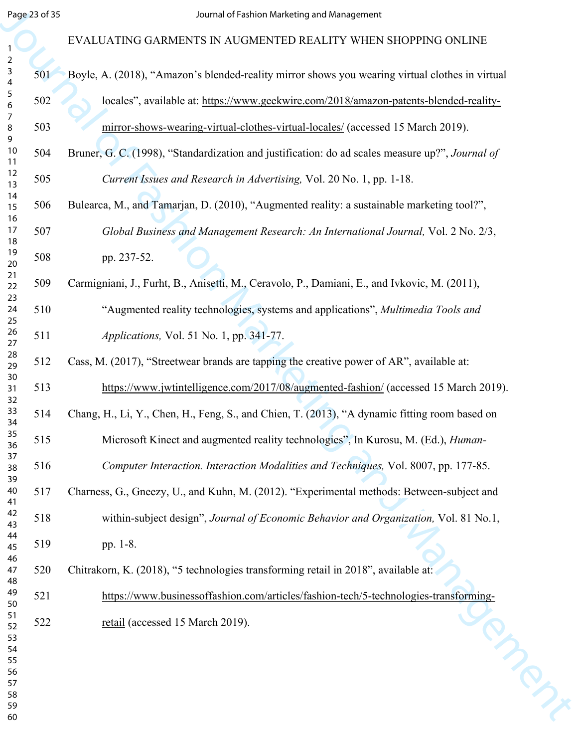Boyle, A. (2018), "Amazon's blended-reality mirror shows you wearing virtual clothes in virtual locales", available at: https://www.geekwire.com/2018/amazon-patents-blended-reality-mirror-shows-wearing-virtual-clothes-virtual-locales/ (accessed 15 March 2019).

Bruner, G. C. (1998), "Standardization and justification: do ad scales measure up?", *Journal of Current Issues and Research in Advertising,* Vol. 20 No. 1, pp. 1-18.

Bulearca, M., and Tamarjan, D. (2010), "Augmented reality: a sustainable marketing tool?", *Global Business and Management Research: An International Journal,* Vol. 2 No. 2/3, pp. 237-52.

Carmigniani, J., Furht, B., Anisetti, M., Ceravolo, P., Damiani, E., and Ivkovic, M. (2011), "Augmented reality technologies, systems and applications", *Multimedia Tools and Applications,* Vol. 51 No. 1, pp. 341-77.

Cass, M. (2017), "Streetwear brands are tapping the creative power of AR", available at: https://www.jwtintelligence.com/2017/08/augmented-fashion/ (accessed 15 March 2019).

Chang, H., Li, Y., Chen, H., Feng, S., and Chien, T. (2013), "A dynamic fitting room based on Microsoft Kinect and augmented reality technologies", In Kurosu, M. (Ed.), *Human-Computer Interaction. Interaction Modalities and Techniques,* Vol. 8007, pp. 177-85.

Charness, G., Gneezy, U., and Kuhn, M. (2012). "Experimental methods: Between-subject and within-subject design", *Journal of Economic Behavior and Organization,* Vol. 81 No.1, pp. 1-8.

Chitrakorn, K. (2018), "5 technologies transforming retail in 2018", available at: https://www.businessoffashion.com/articles/fashion-tech/5-technologies-transforming-retail (accessed 15 March 2019).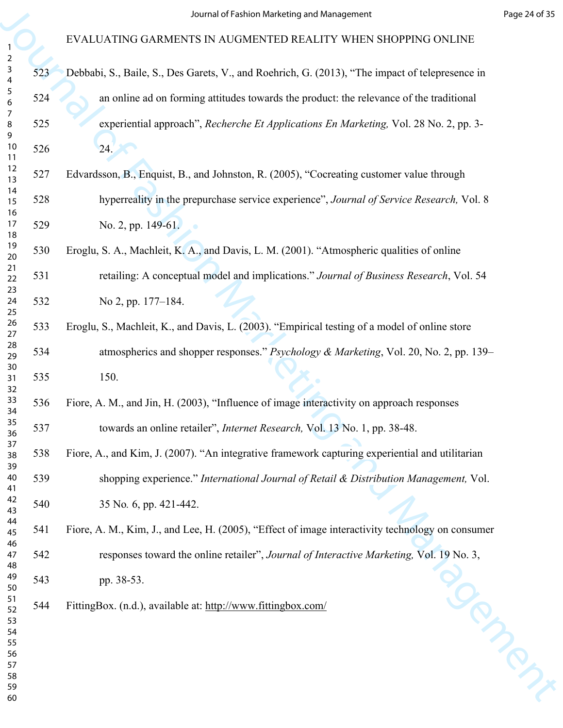Debbabi, S., Baile, S., Des Garets, V., and Roehrich, G. (2013), “The impact of telepresence in an online ad on forming attitudes towards the product: the relevance of the traditional experiential approach”, *Recherche Et Applications En Marketing,* Vol. 28 No. 2, pp. 3-24.

Edvardsson, B., Enquist, B., and Johnston, R. (2005), “Cocreating customer value through hyperreality in the prepurchase service experience”, *Journal of Service Research,* Vol. 8 No. 2, pp. 149-61.

Eroglu, S. A., Machleit, K. A., and Davis, L. M. (2001). “Atmospheric qualities of online retailing: A conceptual model and implications.” *Journal of Business Research*, Vol. 54 No 2, pp. 177–184.

Eroglu, S., Machleit, K., and Davis, L. (2003). “Empirical testing of a model of online store atmospherics and shopper responses.” *Psychology & Marketing*, Vol. 20, No. 2, pp. 139–150.

Fiore, A. M., and Jin, H. (2003), “Influence of image interactivity on approach responses towards an online retailer”, *Internet Research,* Vol. 13 No. 1, pp. 38-48.

Fiore, A., and Kim, J. (2007). “An integrative framework capturing experiential and utilitarian shopping experience.” *International Journal of Retail & Distribution Management,* Vol. 35 No. 6, pp. 421-442.

Fiore, A. M., Kim, J., and Lee, H. (2005), “Effect of image interactivity technology on consumer responses toward the online retailer”, *Journal of Interactive Marketing,* Vol. 19 No. 3, pp. 38-53.

FittingBox. (n.d.), available at: http://www.fittingbox.com/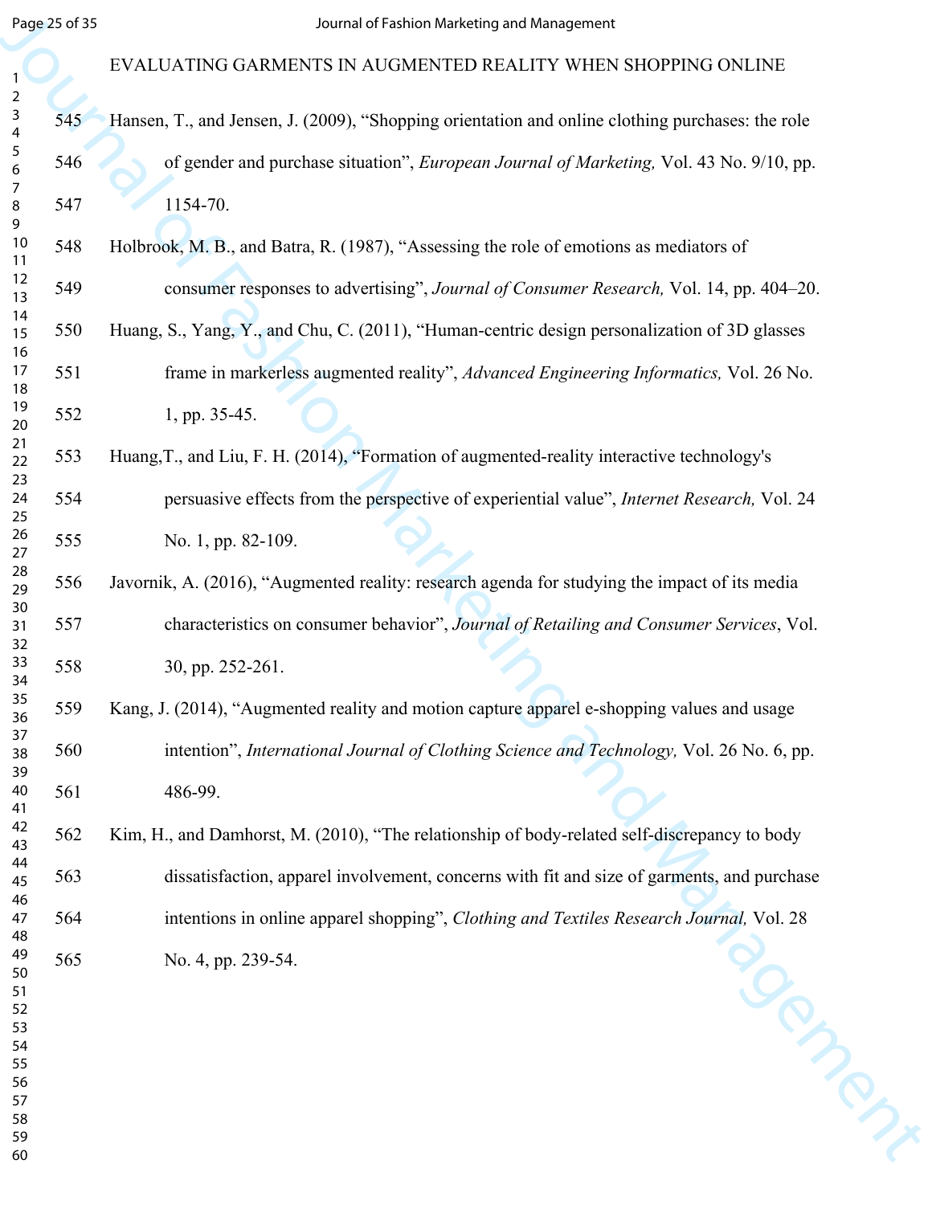Hansen, T., and Jensen, J. (2009), “Shopping orientation and online clothing purchases: the role of gender and purchase situation”, *European Journal of Marketing,* Vol. 43 No. 9/10, pp. 1154-70.

Holbrook, M. B., and Batra, R. (1987), “Assessing the role of emotions as mediators of consumer responses to advertising”, *Journal of Consumer Research,* Vol. 14, pp. 404–20.

Huang, S., Yang, Y., and Chu, C. (2011), “Human-centric design personalization of 3D glasses frame in markerless augmented reality”, *Advanced Engineering Informatics,* Vol. 26 No. 1, pp. 35-45.

Huang,T., and Liu, F. H. (2014), “Formation of augmented-reality interactive technology's persuasive effects from the perspective of experiential value”, *Internet Research,* Vol. 24 No. 1, pp. 82-109.

Javornik, A. (2016), “Augmented reality: research agenda for studying the impact of its media characteristics on consumer behavior”, *Journal of Retailing and Consumer Services*, Vol. 30, pp. 252-261.

Kang, J. (2014), “Augmented reality and motion capture apparel e-shopping values and usage intention”, *International Journal of Clothing Science and Technology,* Vol. 26 No. 6, pp. 486-99.

Kim, H., and Damhorst, M. (2010), “The relationship of body-related self-discrepancy to body dissatisfaction, apparel involvement, concerns with fit and size of garments, and purchase intentions in online apparel shopping”, *Clothing and Textiles Research Journal,* Vol. 28 No. 4, pp. 239-54.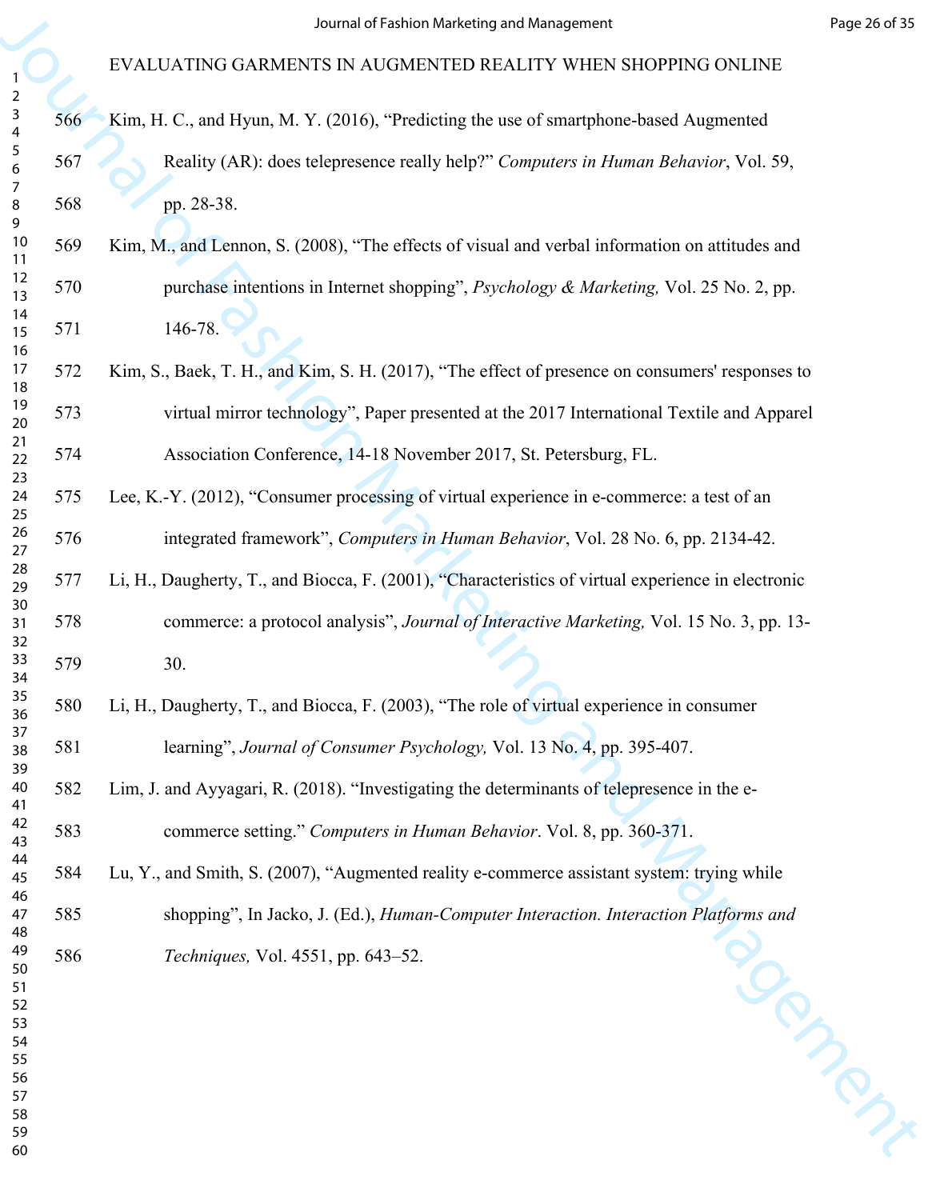Kim, H. C., and Hyun, M. Y. (2016), "Predicting the use of smartphone-based Augmented Reality (AR): does telepresence really help?" *Computers in Human Behavior*, Vol. 59, pp. 28-38.

Kim, M., and Lennon, S. (2008), "The effects of visual and verbal information on attitudes and purchase intentions in Internet shopping", *Psychology & Marketing,* Vol. 25 No. 2, pp. 146-78.

Kim, S., Baek, T. H., and Kim, S. H. (2017), "The effect of presence on consumers' responses to virtual mirror technology", Paper presented at the 2017 International Textile and Apparel Association Conference, 14-18 November 2017, St. Petersburg, FL.

Lee, K.-Y. (2012), "Consumer processing of virtual experience in e-commerce: a test of an integrated framework", *Computers in Human Behavior*, Vol. 28 No. 6, pp. 2134-42.

Li, H., Daugherty, T., and Biocca, F. (2001), "Characteristics of virtual experience in electronic commerce: a protocol analysis", *Journal of Interactive Marketing,* Vol. 15 No. 3, pp. 13-30.

Li, H., Daugherty, T., and Biocca, F. (2003), "The role of virtual experience in consumer learning", *Journal of Consumer Psychology,* Vol. 13 No. 4, pp. 395-407.

Lim, J. and Ayyagari, R. (2018). "Investigating the determinants of telepresence in the e-commerce setting." *Computers in Human Behavior*. Vol. 8, pp. 360-371.

Lu, Y., and Smith, S. (2007), "Augmented reality e-commerce assistant system: trying while shopping", In Jacko, J. (Ed.), *Human-Computer Interaction. Interaction Platforms and Techniques,* Vol. 4551, pp. 643–52.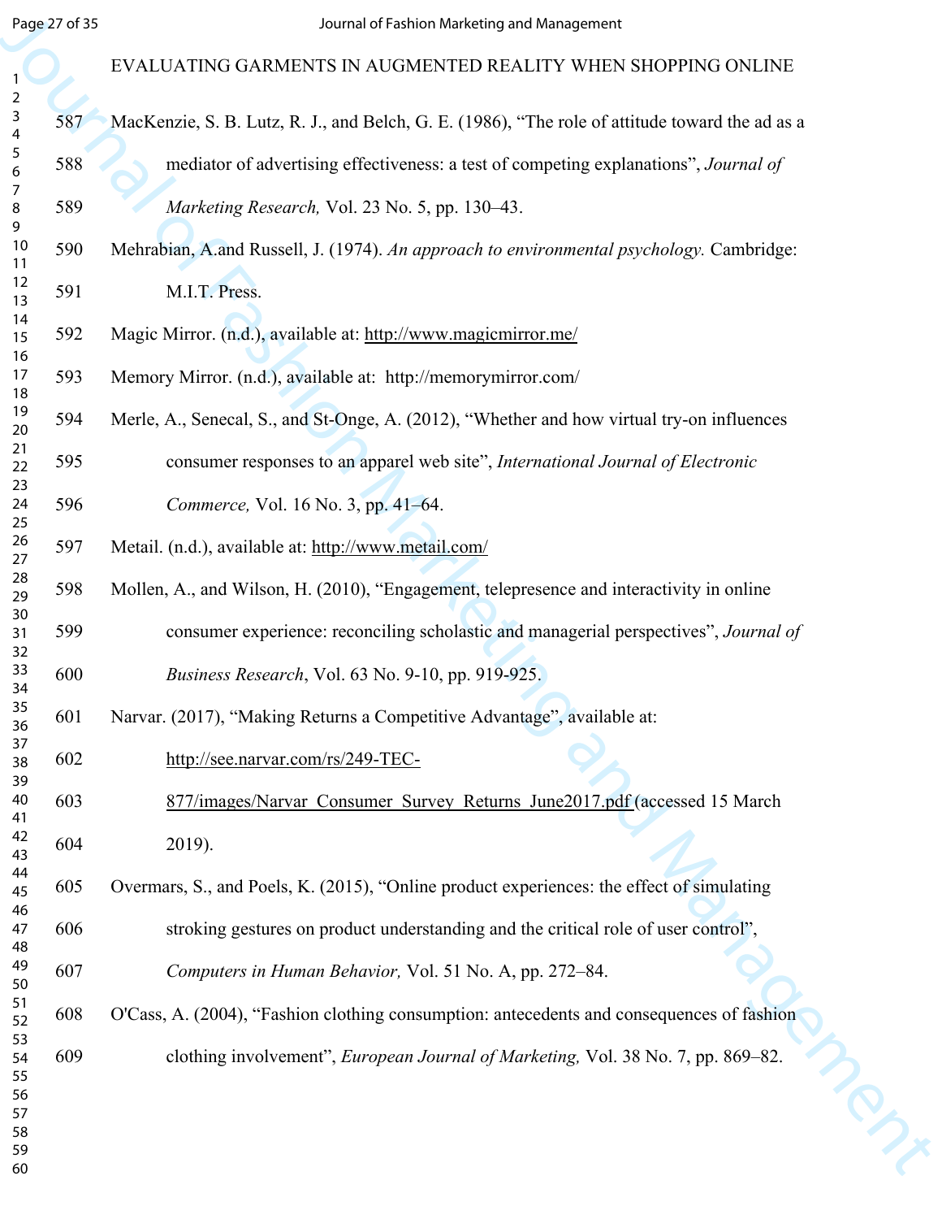MacKenzie, S. B. Lutz, R. J., and Belch, G. E. (1986), “The role of attitude toward the ad as a mediator of advertising effectiveness: a test of competing explanations”, *Journal of Marketing Research,* Vol. 23 No. 5, pp. 130–43.

Mehrabian, A.and Russell, J. (1974). *An approach to environmental psychology.* Cambridge: M.I.T. Press.

Magic Mirror. (n.d.), available at: http://www.magicmirror.me/

Memory Mirror. (n.d.), available at: http://memorymirror.com/

Merle, A., Senecal, S., and St-Onge, A. (2012), “Whether and how virtual try-on influences consumer responses to an apparel web site”, *International Journal of Electronic Commerce,* Vol. 16 No. 3, pp. 41–64.

Metail. (n.d.), available at: http://www.metail.com/

Mollen, A., and Wilson, H. (2010), “Engagement, telepresence and interactivity in online consumer experience: reconciling scholastic and managerial perspectives”, *Journal of Business Research*, Vol. 63 No. 9-10, pp. 919-925.

Narvar. (2017), “Making Returns a Competitive Advantage”, available at: http://see.narvar.com/rs/249-TEC-877/images/Narvar_Consumer_Survey_Returns_June2017.pdf (accessed 15 March 2019).

Overmars, S., and Poels, K. (2015), “Online product experiences: the effect of simulating stroking gestures on product understanding and the critical role of user control”, *Computers in Human Behavior,* Vol. 51 No. A, pp. 272–84.

O'Cass, A. (2004), “Fashion clothing consumption: antecedents and consequences of fashion clothing involvement”, *European Journal of Marketing,* Vol. 38 No. 7, pp. 869–82.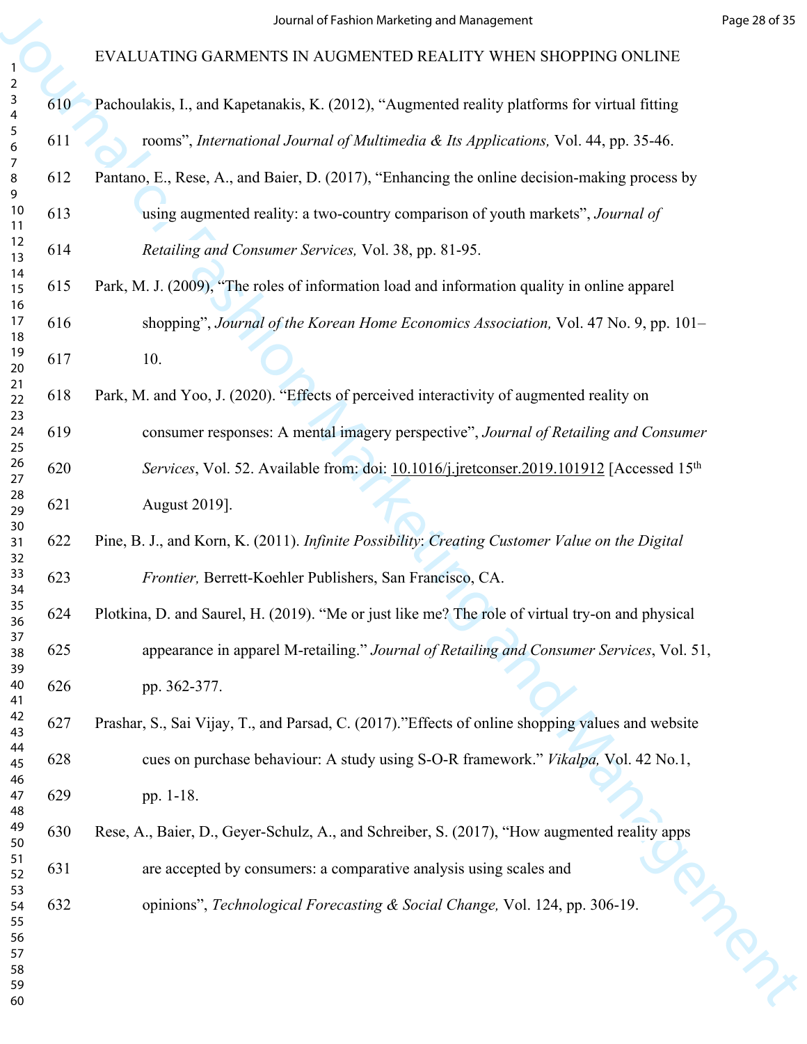Pachoulakis, I., and Kapetanakis, K. (2012), “Augmented reality platforms for virtual fitting rooms”, *International Journal of Multimedia & Its Applications,* Vol. 44, pp. 35-46.

Pantano, E., Rese, A., and Baier, D. (2017), “Enhancing the online decision-making process by using augmented reality: a two-country comparison of youth markets”, *Journal of Retailing and Consumer Services,* Vol. 38, pp. 81-95.

Park, M. J. (2009), “The roles of information load and information quality in online apparel shopping”, *Journal of the Korean Home Economics Association,* Vol. 47 No. 9, pp. 101–10.

Park, M. and Yoo, J. (2020). “Effects of perceived interactivity of augmented reality on consumer responses: A mental imagery perspective”, *Journal of Retailing and Consumer Services*, Vol. 52. Available from: doi: 10.1016/j.jretconser.2019.101912 [Accessed 15th August 2019].

Pine, B. J., and Korn, K. (2011). *Infinite Possibility*: *Creating Customer Value on the Digital Frontier,* Berrett-Koehler Publishers, San Francisco, CA.

Plotkina, D. and Saurel, H. (2019). “Me or just like me? The role of virtual try-on and physical appearance in apparel M-retailing.” *Journal of Retailing and Consumer Services*, Vol. 51, pp. 362-377.

Prashar, S., Sai Vijay, T., and Parsad, C. (2017).”Effects of online shopping values and website cues on purchase behaviour: A study using S-O-R framework.” *Vikalpa,* Vol. 42 No.1, pp. 1-18.

Rese, A., Baier, D., Geyer-Schulz, A., and Schreiber, S. (2017), “How augmented reality apps are accepted by consumers: a comparative analysis using scales and opinions”, *Technological Forecasting & Social Change,* Vol. 124, pp. 306-19.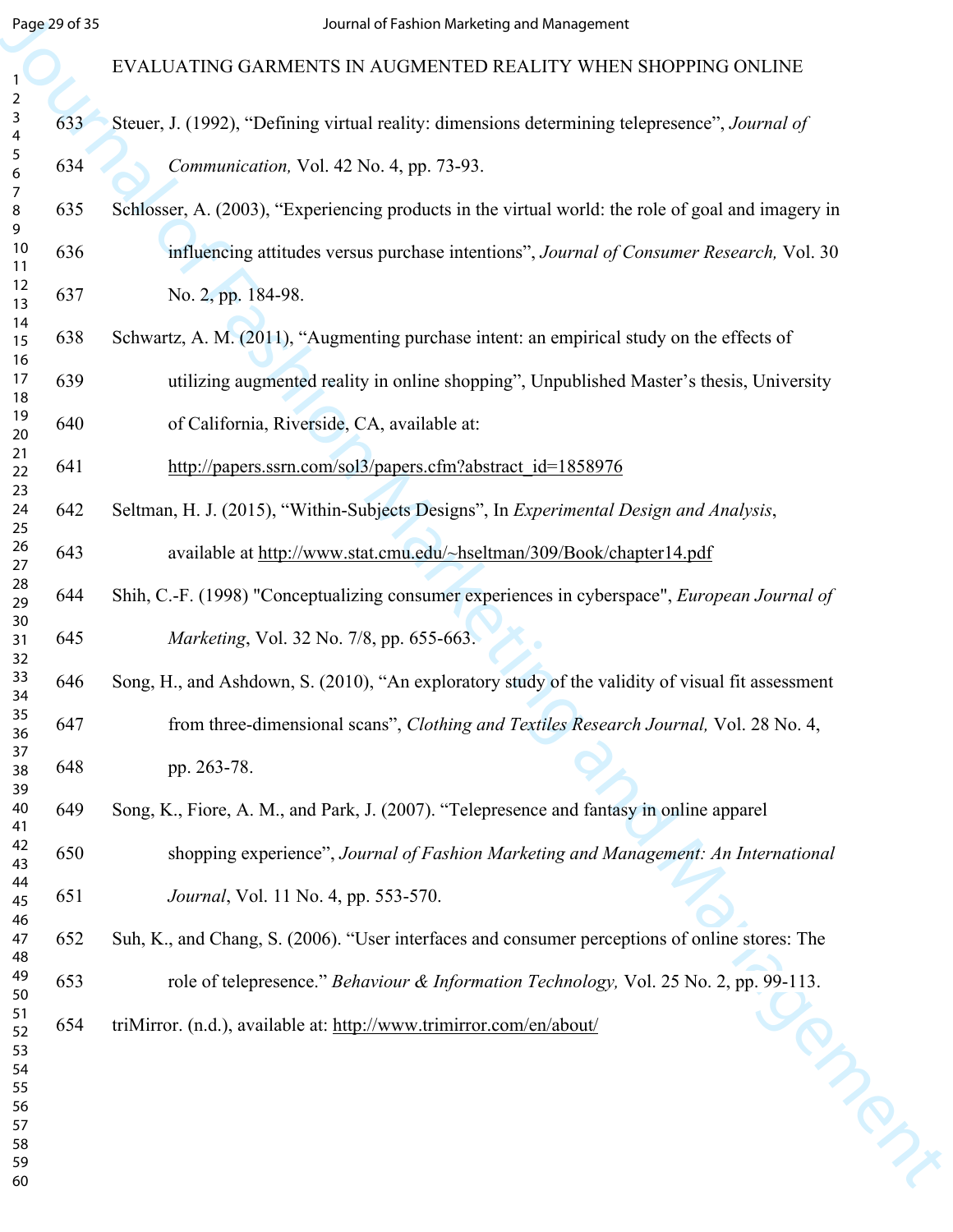Steuer, J. (1992), “Defining virtual reality: dimensions determining telepresence”, *Journal of Communication,* Vol. 42 No. 4, pp. 73-93.

Schlosser, A. (2003), “Experiencing products in the virtual world: the role of goal and imagery in influencing attitudes versus purchase intentions”, *Journal of Consumer Research,* Vol. 30 No. 2, pp. 184-98.

Schwartz, A. M. (2011), “Augmenting purchase intent: an empirical study on the effects of utilizing augmented reality in online shopping”, Unpublished Master’s thesis, University of California, Riverside, CA, available at: http://papers.ssrn.com/sol3/papers.cfm?abstract_id=1858976

Seltman, H. J. (2015), “Within-Subjects Designs”, In *Experimental Design and Analysis*, available at http://www.stat.cmu.edu/~hseltman/309/Book/chapter14.pdf

Shih, C.-F. (1998) "Conceptualizing consumer experiences in cyberspace", *European Journal of Marketing*, Vol. 32 No. 7/8, pp. 655-663.

Song, H., and Ashdown, S. (2010), “An exploratory study of the validity of visual fit assessment from three-dimensional scans”, *Clothing and Textiles Research Journal,* Vol. 28 No. 4, pp. 263-78.

Song, K., Fiore, A. M., and Park, J. (2007). “Telepresence and fantasy in online apparel shopping experience”, *Journal of Fashion Marketing and Management: An International Journal*, Vol. 11 No. 4, pp. 553-570.

Suh, K., and Chang, S. (2006). “User interfaces and consumer perceptions of online stores: The role of telepresence.” *Behaviour & Information Technology,* Vol. 25 No. 2, pp. 99-113.

triMirror. (n.d.), available at: http://www.trimirror.com/en/about/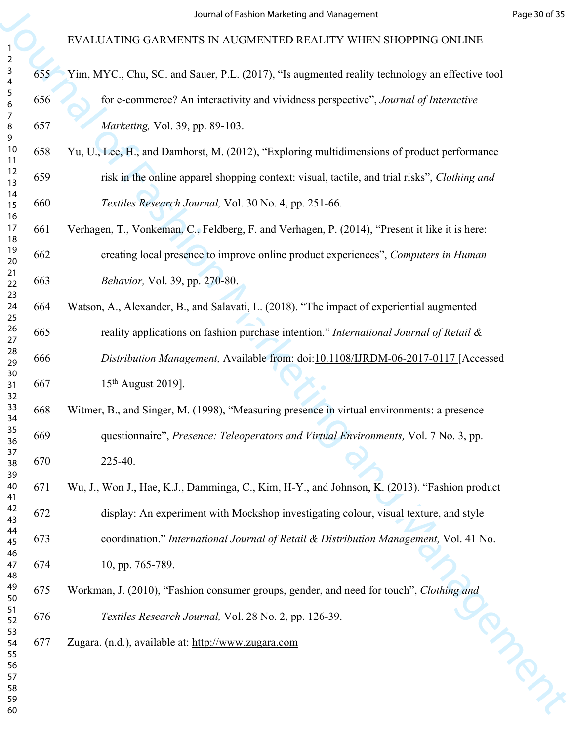Yim, MYC., Chu, SC. and Sauer, P.L. (2017), “Is augmented reality technology an effective tool for e-commerce? An interactivity and vividness perspective”, *Journal of Interactive Marketing,* Vol. 39, pp. 89-103.

Yu, U., Lee, H., and Damhorst, M. (2012), “Exploring multidimensions of product performance risk in the online apparel shopping context: visual, tactile, and trial risks”, *Clothing and Textiles Research Journal,* Vol. 30 No. 4, pp. 251-66.

Verhagen, T., Vonkeman, C., Feldberg, F. and Verhagen, P. (2014), “Present it like it is here: creating local presence to improve online product experiences”, *Computers in Human Behavior,* Vol. 39, pp. 270-80.

Watson, A., Alexander, B., and Salavati, L. (2018). “The impact of experiential augmented reality applications on fashion purchase intention.” *International Journal of Retail & Distribution Management,* Available from: doi:10.1108/IJRDM-06-2017-0117 [Accessed 15th August 2019].

Witmer, B., and Singer, M. (1998), “Measuring presence in virtual environments: a presence questionnaire”, *Presence: Teleoperators and Virtual Environments,* Vol. 7 No. 3, pp. 225-40.

Wu, J., Won J., Hae, K.J., Damminga, C., Kim, H-Y., and Johnson, K. (2013). “Fashion product display: An experiment with Mockshop investigating colour, visual texture, and style coordination.” *International Journal of Retail & Distribution Management,* Vol. 41 No. 10, pp. 765-789.

Workman, J. (2010), “Fashion consumer groups, gender, and need for touch”, *Clothing and Textiles Research Journal,* Vol. 28 No. 2, pp. 126-39.

Zugara. (n.d.), available at: http://www.zugara.com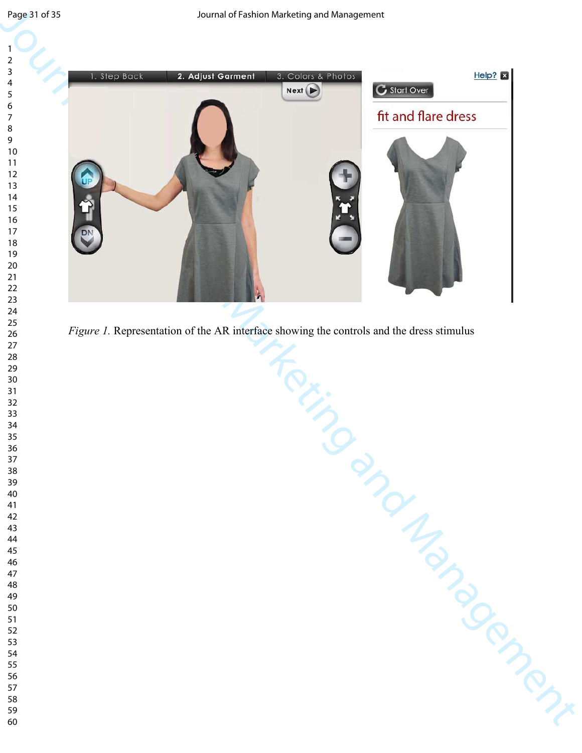*Figure 1.* Representation of the AR interface showing the controls and the dress stimulus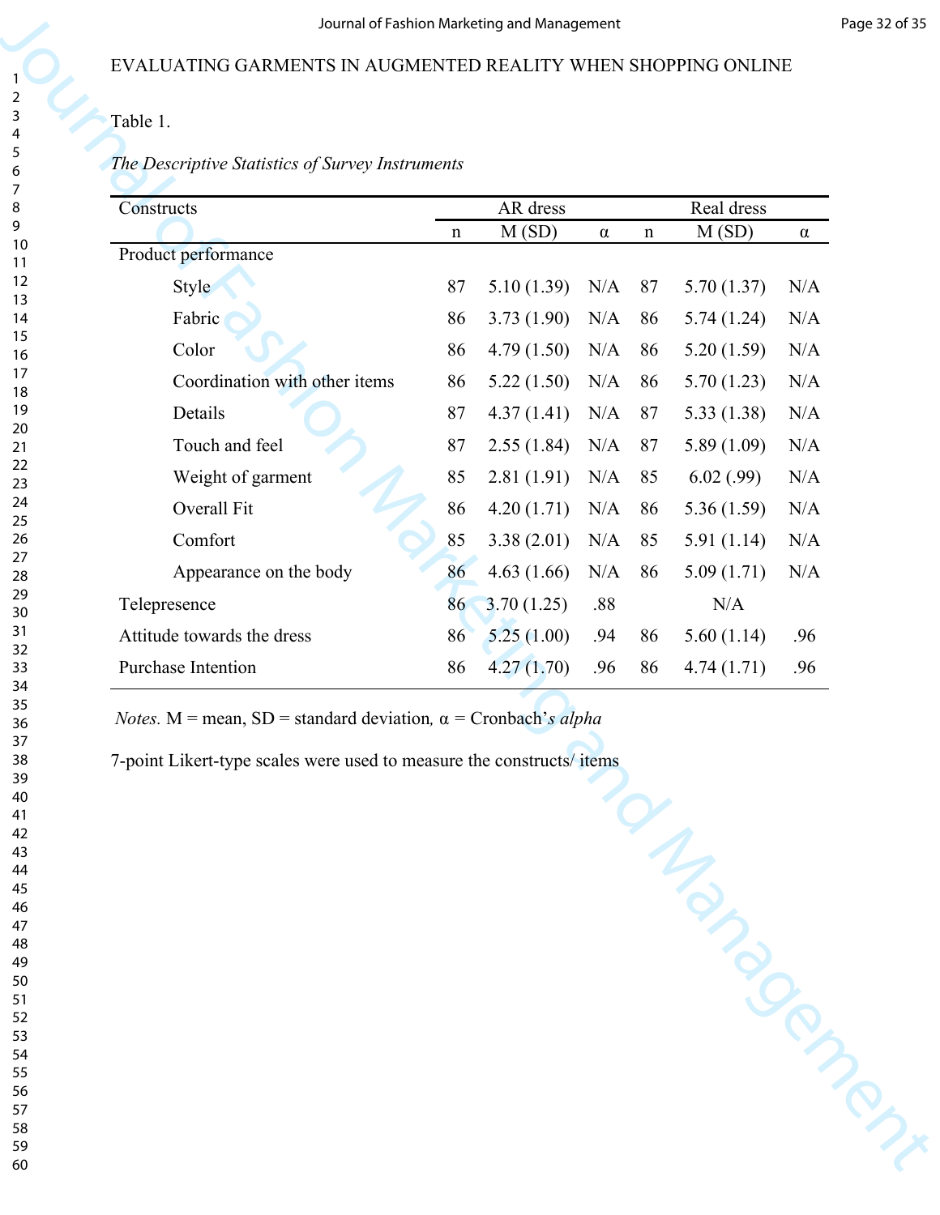EVALUATING GARMENTS IN AUGMENTED REALITY WHEN SHOPPING ONLINE

Table 1.

*The Descriptive Statistics of Survey Instruments*

| Constructs | AR dress | | | Real dress | | |
|---|---|---|---|---|---|---|
| | n | M (SD) | α | n | M (SD) | α |
| Product performance | | | | | | |
| Style | 87 | 5.10 (1.39) | N/A | 87 | 5.70 (1.37) | N/A |
| Fabric | 86 | 3.73 (1.90) | N/A | 86 | 5.74 (1.24) | N/A |
| Color | 86 | 4.79 (1.50) | N/A | 86 | 5.20 (1.59) | N/A |
| Coordination with other items | 86 | 5.22 (1.50) | N/A | 86 | 5.70 (1.23) | N/A |
| Details | 87 | 4.37 (1.41) | N/A | 87 | 5.33 (1.38) | N/A |
| Touch and feel | 87 | 2.55 (1.84) | N/A | 87 | 5.89 (1.09) | N/A |
| Weight of garment | 85 | 2.81 (1.91) | N/A | 85 | 6.02 (.99) | N/A |
| Overall Fit | 86 | 4.20 (1.71) | N/A | 86 | 5.36 (1.59) | N/A |
| Comfort | 85 | 3.38 (2.01) | N/A | 85 | 5.91 (1.14) | N/A |
| Appearance on the body | 86 | 4.63 (1.66) | N/A | 86 | 5.09 (1.71) | N/A |
| Telepresence | 86 | 3.70 (1.25) | .88 | | N/A | |
| Attitude towards the dress | 86 | 5.25 (1.00) | .94 | 86 | 5.60 (1.14) | .96 |
| Purchase Intention | 86 | 4.27 (1.70) | .96 | 86 | 4.74 (1.71) | .96 |

*Notes.* M = mean, SD = standard deviation*,* α = Cronbach'*s alpha*

7-point Likert-type scales were used to measure the constructs/ items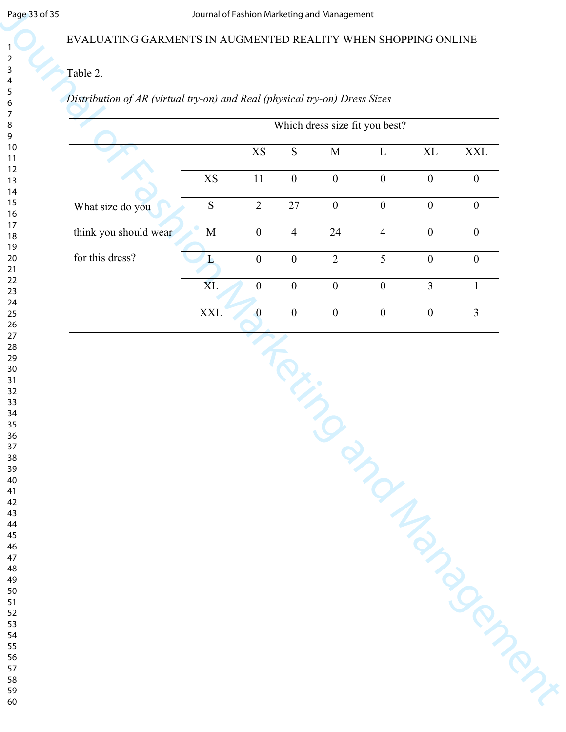EVALUATING GARMENTS IN AUGMENTED REALITY WHEN SHOPPING ONLINE

Table 2.

*Distribution of AR (virtual try-on) and Real (physical try-on) Dress Sizes*

| | | Which dress size fit you best? | | | | | |
|---|---|---|---|---|---|---|---|
| | | XS | S | M | L | XL | XXL |
| What size do you think you should wear for this dress? | XS | 11 | 0 | 0 | 0 | 0 | 0 |
| | S | 2 | 27 | 0 | 0 | 0 | 0 |
| | M | 0 | 4 | 24 | 4 | 0 | 0 |
| | L | 0 | 0 | 2 | 5 | 0 | 0 |
| | XL | 0 | 0 | 0 | 0 | 3 | 1 |
| | XXL | 0 | 0 | 0 | 0 | 0 | 3 |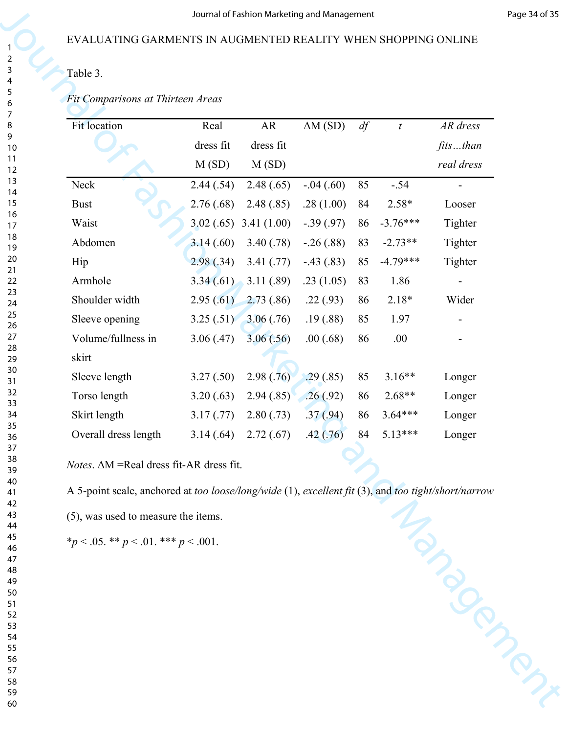EVALUATING GARMENTS IN AUGMENTED REALITY WHEN SHOPPING ONLINE

Table 3.

*Fit Comparisons at Thirteen Areas*

| Fit location | Real dress fit M (SD) | AR dress fit M (SD) | ΔM (SD) | *df* | *t* | *AR dress fits…than real dress* |
|---|---|---|---|---|---|---|
| Neck | 2.44 (.54) | 2.48 (.65) | -.04 (.60) | 85 | -.54 | - |
| Bust | 2.76 (.68) | 2.48 (.85) | .28 (1.00) | 84 | 2.58* | Looser |
| Waist | 3.02 (.65) | 3.41 (1.00) | -.39 (.97) | 86 | -3.76*** | Tighter |
| Abdomen | 3.14 (.60) | 3.40 (.78) | -.26 (.88) | 83 | -2.73** | Tighter |
| Hip | 2.98 (.34) | 3.41 (.77) | -.43 (.83) | 85 | -4.79*** | Tighter |
| Armhole | 3.34 (.61) | 3.11 (.89) | .23 (1.05) | 83 | 1.86 | - |
| Shoulder width | 2.95 (.61) | 2.73 (.86) | .22 (.93) | 86 | 2.18* | Wider |
| Sleeve opening | 3.25 (.51) | 3.06 (.76) | .19 (.88) | 85 | 1.97 | - |
| Volume/fullness in skirt | 3.06 (.47) | 3.06 (.56) | .00 (.68) | 86 | .00 | - |
| Sleeve length | 3.27 (.50) | 2.98 (.76) | .29 (.85) | 85 | 3.16** | Longer |
| Torso length | 3.20 (.63) | 2.94 (.85) | .26 (.92) | 86 | 2.68** | Longer |
| Skirt length | 3.17 (.77) | 2.80 (.73) | .37 (.94) | 86 | 3.64*** | Longer |
| Overall dress length | 3.14 (.64) | 2.72 (.67) | .42 (.76) | 84 | 5.13*** | Longer |

*Notes*. ΔM =Real dress fit-AR dress fit.

A 5-point scale, anchored at *too loose/long/wide* (1), *excellent fit* (3), and *too tight/short/narrow* (5), was used to measure the items.

*$p < .05$. ** $p < .01$. *** $p < .001$.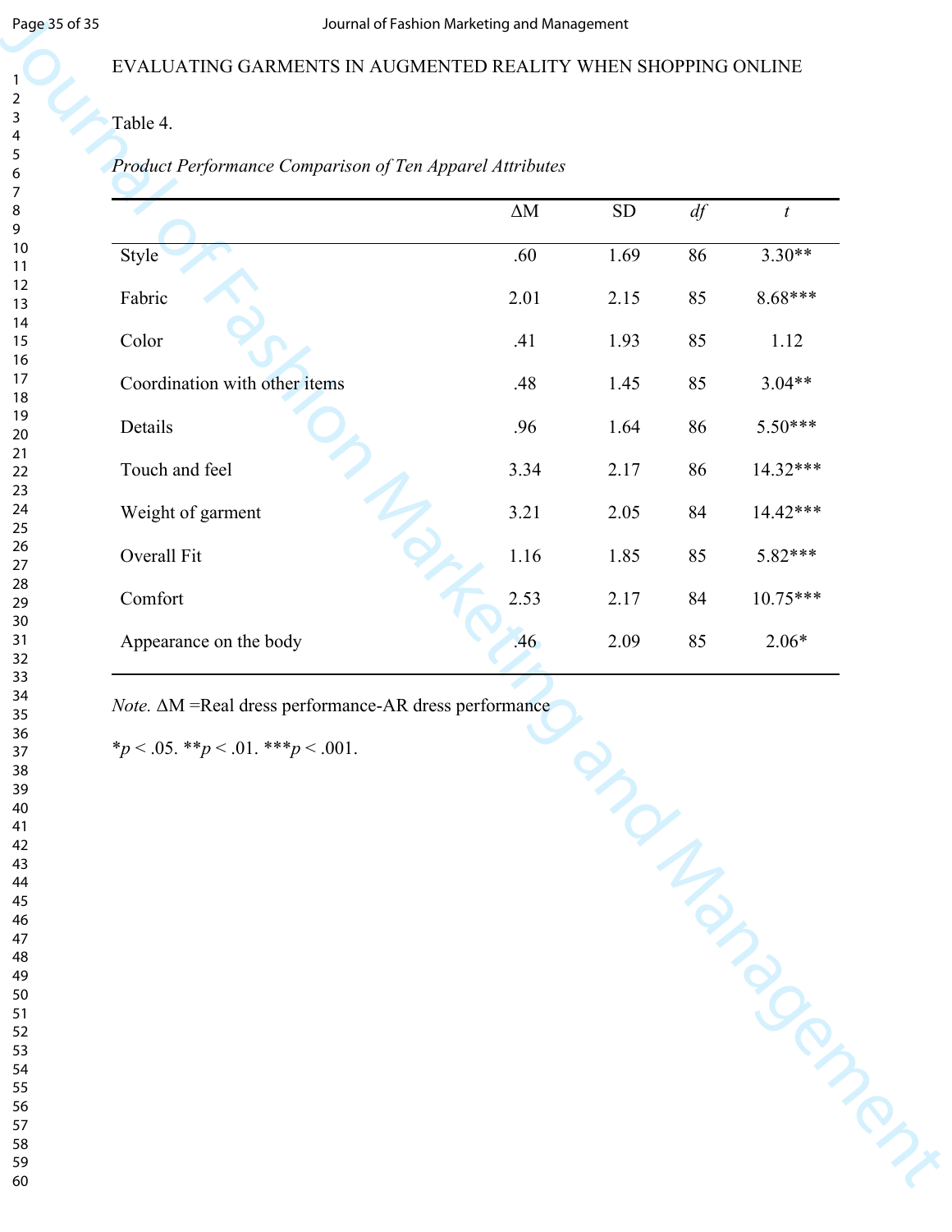Table 4.

*Product Performance Comparison of Ten Apparel Attributes*

| | ΔM | SD | *df* | *t* |
|---|---|---|---|---|
| Style | .60 | 1.69 | 86 | 3.30** |
| Fabric | 2.01 | 2.15 | 85 | 8.68*** |
| Color | .41 | 1.93 | 85 | 1.12 |
| Coordination with other items | .48 | 1.45 | 85 | 3.04** |
| Details | .96 | 1.64 | 86 | 5.50*** |
| Touch and feel | 3.34 | 2.17 | 86 | 14.32*** |
| Weight of garment | 3.21 | 2.05 | 84 | 14.42*** |
| Overall Fit | 1.16 | 1.85 | 85 | 5.82*** |
| Comfort | 2.53 | 2.17 | 84 | 10.75*** |
| Appearance on the body | .46 | 2.09 | 85 | 2.06* |

*Note.* ΔM =Real dress performance-AR dress performance

*$p < .05$. **$p < .01$. ***$p < .001$.